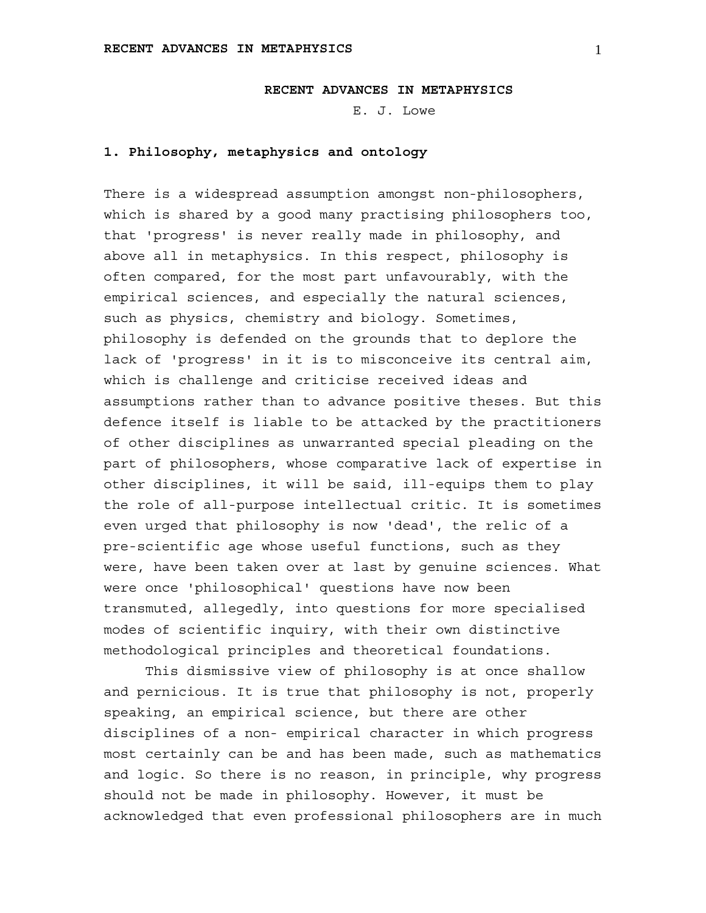# RECENT ADVANCES IN METAPHYSICS

E. J. Lowe

## 1. Philosophy, metaphysics and ontology

There is a widespread assumption amongst non-philosophers, which is shared by a good many practising philosophers too, that 'progress' is never really made in philosophy, and above all in metaphysics. In this respect, philosophy is often compared, for the most part unfavourably, with the empirical sciences, and especially the natural sciences, such as physics, chemistry and biology. Sometimes, philosophy is defended on the grounds that to deplore the lack of 'progress' in it is to misconceive its central aim, which is challenge and criticise received ideas and assumptions rather than to advance positive theses. But this defence itself is liable to be attacked by the practitioners of other disciplines as unwarranted special pleading on the part of philosophers, whose comparative lack of expertise in other disciplines, it will be said, ill-equips them to play the role of all-purpose intellectual critic. It is sometimes even urged that philosophy is now 'dead', the relic of a pre-scientific age whose useful functions, such as they were, have been taken over at last by genuine sciences. What were once 'philosophical' questions have now been transmuted, allegedly, into questions for more specialised modes of scientific inquiry, with their own distinctive methodological principles and theoretical foundations.

This dismissive view of philosophy is at once shallow and pernicious. It is true that philosophy is not, properly speaking, an empirical science, but there are other disciplines of a non- empirical character in which progress most certainly can be and has been made, such as mathematics and logic. So there is no reason, in principle, why progress should not be made in philosophy. However, it must be acknowledged that even professional philosophers are in much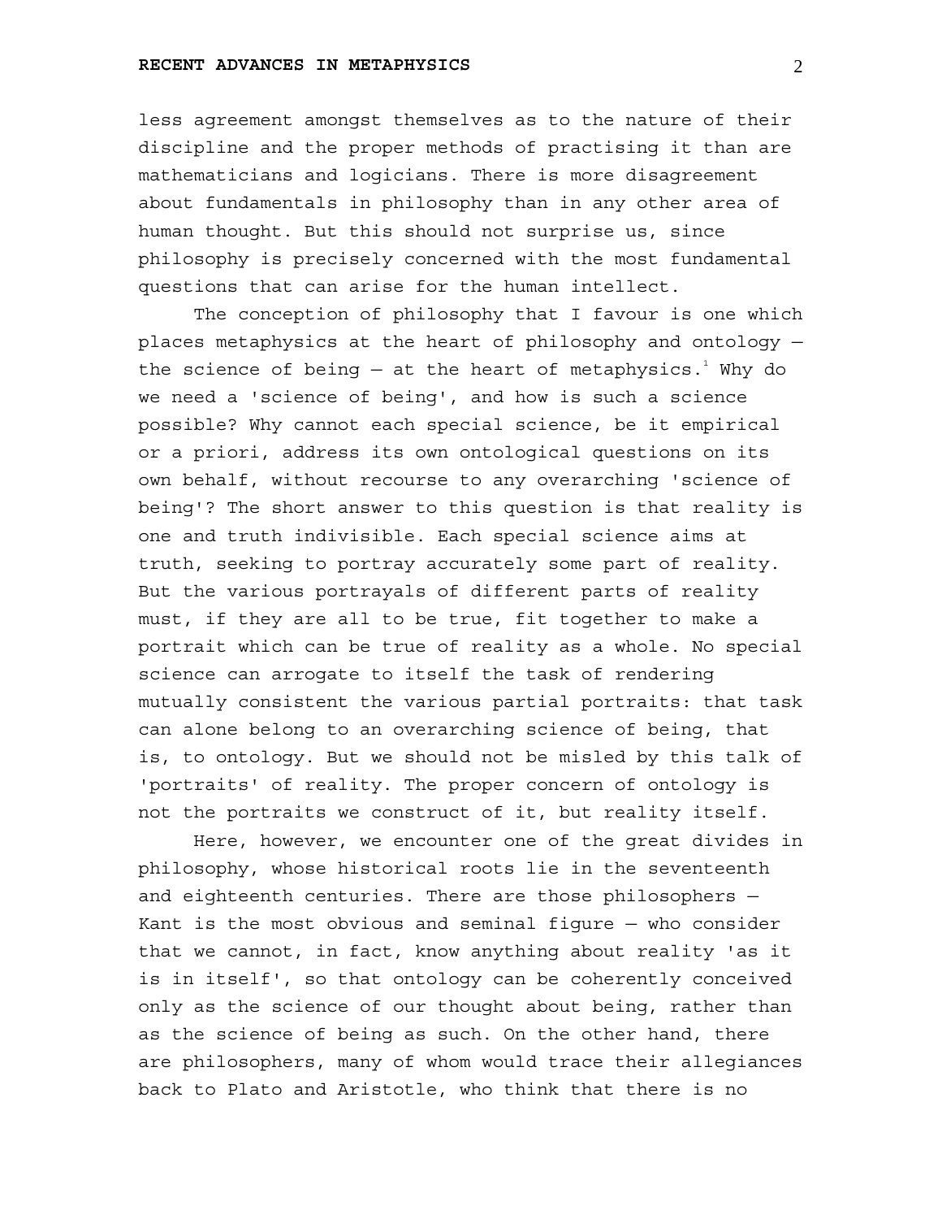less agreement amongst themselves as to the nature of their discipline and the proper methods of practising it than are mathematicians and logicians. There is more disagreement about fundamentals in philosophy than in any other area of human thought. But this should not surprise us, since philosophy is precisely concerned with the most fundamental questions that can arise for the human intellect.

The conception of philosophy that I favour is one which places metaphysics at the heart of philosophy and ontology — the science of being — at the heart of metaphysics.[1] Why do we need a 'science of being', and how is such a science possible? Why cannot each special science, be it empirical or a priori, address its own ontological questions on its own behalf, without recourse to any overarching 'science of being'? The short answer to this question is that reality is one and truth indivisible. Each special science aims at truth, seeking to portray accurately some part of reality. But the various portrayals of different parts of reality must, if they are all to be true, fit together to make a portrait which can be true of reality as a whole. No special science can arrogate to itself the task of rendering mutually consistent the various partial portraits: that task can alone belong to an overarching science of being, that is, to ontology. But we should not be misled by this talk of 'portraits' of reality. The proper concern of ontology is not the portraits we construct of it, but reality itself.

Here, however, we encounter one of the great divides in philosophy, whose historical roots lie in the seventeenth and eighteenth centuries. There are those philosophers — Kant is the most obvious and seminal figure — who consider that we cannot, in fact, know anything about reality 'as it is in itself', so that ontology can be coherently conceived only as the science of our thought about being, rather than as the science of being as such. On the other hand, there are philosophers, many of whom would trace their allegiances back to Plato and Aristotle, who think that there is no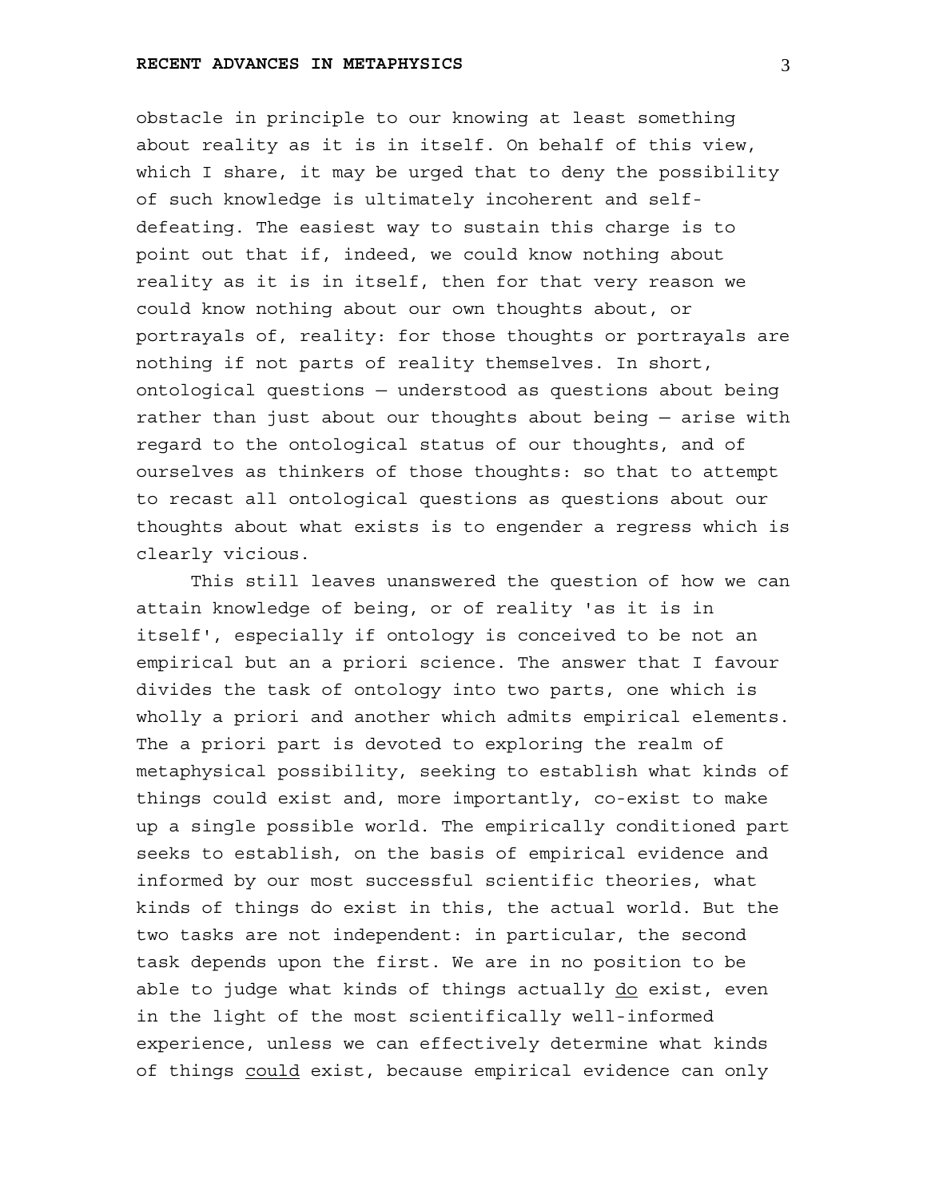obstacle in principle to our knowing at least something about reality as it is in itself. On behalf of this view, which I share, it may be urged that to deny the possibility of such knowledge is ultimately incoherent and self-defeating. The easiest way to sustain this charge is to point out that if, indeed, we could know nothing about reality as it is in itself, then for that very reason we could know nothing about our own thoughts about, or portrayals of, reality: for those thoughts or portrayals are nothing if not parts of reality themselves. In short, ontological questions — understood as questions about being rather than just about our thoughts about being — arise with regard to the ontological status of our thoughts, and of ourselves as thinkers of those thoughts: so that to attempt to recast all ontological questions as questions about our thoughts about what exists is to engender a regress which is clearly vicious.

This still leaves unanswered the question of how we can attain knowledge of being, or of reality 'as it is in itself', especially if ontology is conceived to be not an empirical but an a priori science. The answer that I favour divides the task of ontology into two parts, one which is wholly a priori and another which admits empirical elements. The a priori part is devoted to exploring the realm of metaphysical possibility, seeking to establish what kinds of things could exist and, more importantly, co-exist to make up a single possible world. The empirically conditioned part seeks to establish, on the basis of empirical evidence and informed by our most successful scientific theories, what kinds of things do exist in this, the actual world. But the two tasks are not independent: in particular, the second task depends upon the first. We are in no position to be able to judge what kinds of things actually *do* exist, even in the light of the most scientifically well-informed experience, unless we can effectively determine what kinds of things *could* exist, because empirical evidence can only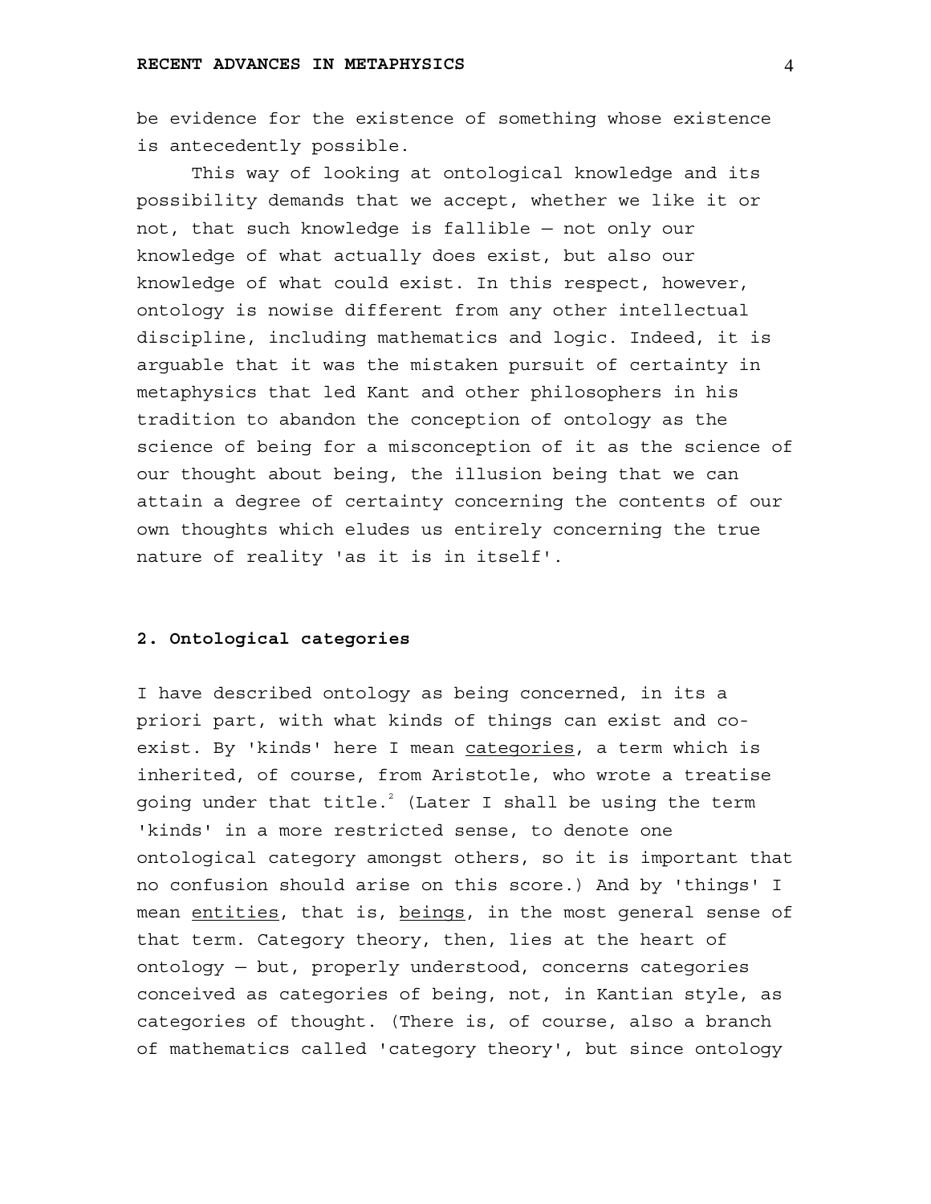be evidence for the existence of something whose existence is antecedently possible.

This way of looking at ontological knowledge and its possibility demands that we accept, whether we like it or not, that such knowledge is fallible — not only our knowledge of what actually does exist, but also our knowledge of what could exist. In this respect, however, ontology is nowise different from any other intellectual discipline, including mathematics and logic. Indeed, it is arguable that it was the mistaken pursuit of certainty in metaphysics that led Kant and other philosophers in his tradition to abandon the conception of ontology as the science of being for a misconception of it as the science of our thought about being, the illusion being that we can attain a degree of certainty concerning the contents of our own thoughts which eludes us entirely concerning the true nature of reality 'as it is in itself'.

## 2. Ontological categories

I have described ontology as being concerned, in its a priori part, with what kinds of things can exist and co-exist. By 'kinds' here I mean <u>categories</u>, a term which is inherited, of course, from Aristotle, who wrote a treatise going under that title.[2] (Later I shall be using the term 'kinds' in a more restricted sense, to denote one ontological category amongst others, so it is important that no confusion should arise on this score.) And by 'things' I mean <u>entities</u>, that is, <u>beings</u>, in the most general sense of that term. Category theory, then, lies at the heart of ontology — but, properly understood, concerns categories conceived as categories of being, not, in Kantian style, as categories of thought. (There is, of course, also a branch of mathematics called 'category theory', but since ontology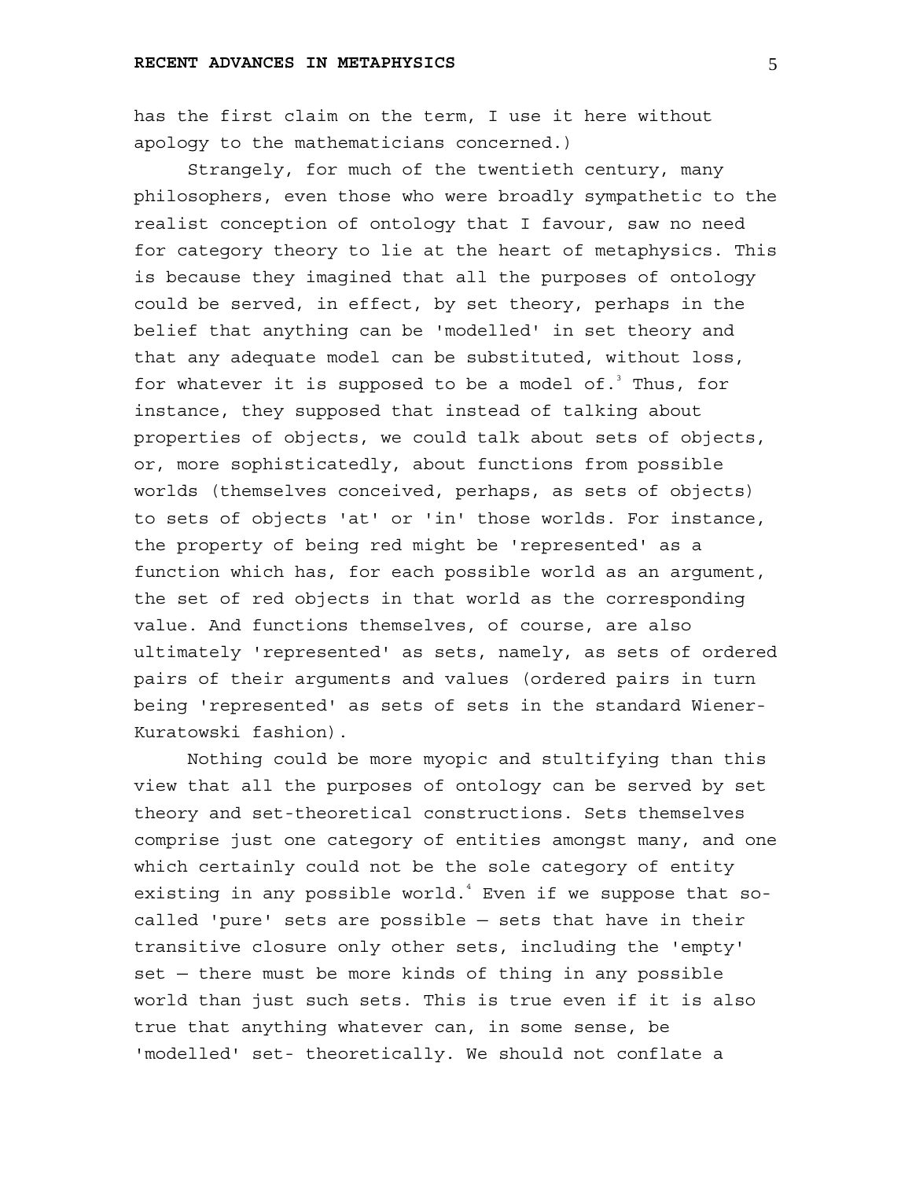has the first claim on the term, I use it here without apology to the mathematicians concerned.)

Strangely, for much of the twentieth century, many philosophers, even those who were broadly sympathetic to the realist conception of ontology that I favour, saw no need for category theory to lie at the heart of metaphysics. This is because they imagined that all the purposes of ontology could be served, in effect, by set theory, perhaps in the belief that anything can be 'modelled' in set theory and that any adequate model can be substituted, without loss, for whatever it is supposed to be a model of.[3] Thus, for instance, they supposed that instead of talking about properties of objects, we could talk about sets of objects, or, more sophisticatedly, about functions from possible worlds (themselves conceived, perhaps, as sets of objects) to sets of objects 'at' or 'in' those worlds. For instance, the property of being red might be 'represented' as a function which has, for each possible world as an argument, the set of red objects in that world as the corresponding value. And functions themselves, of course, are also ultimately 'represented' as sets, namely, as sets of ordered pairs of their arguments and values (ordered pairs in turn being 'represented' as sets of sets in the standard Wiener-Kuratowski fashion).

Nothing could be more myopic and stultifying than this view that all the purposes of ontology can be served by set theory and set-theoretical constructions. Sets themselves comprise just one category of entities amongst many, and one which certainly could not be the sole category of entity existing in any possible world.[4] Even if we suppose that so-called 'pure' sets are possible — sets that have in their transitive closure only other sets, including the 'empty' set — there must be more kinds of thing in any possible world than just such sets. This is true even if it is also true that anything whatever can, in some sense, be 'modelled' set- theoretically. We should not conflate a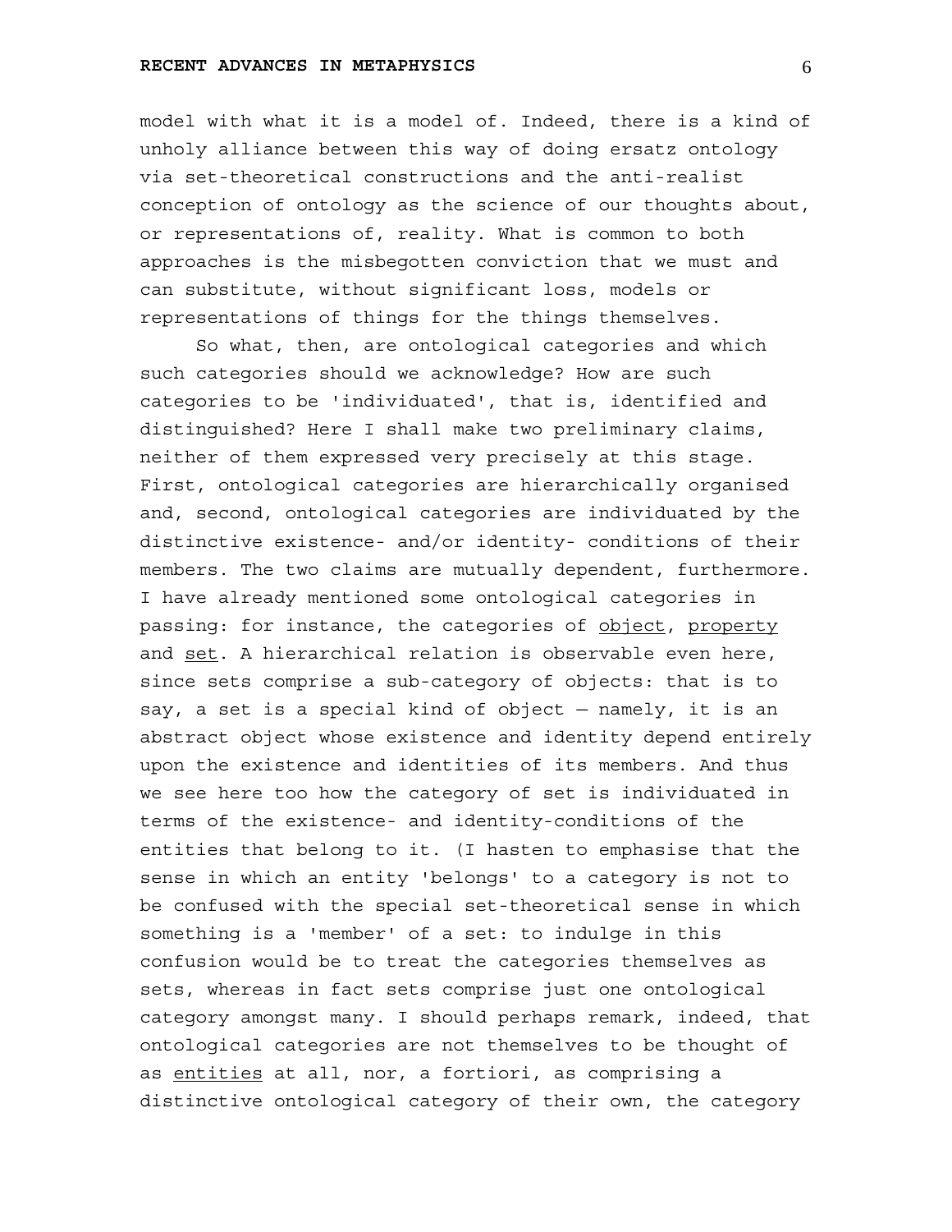model with what it is a model of. Indeed, there is a kind of unholy alliance between this way of doing ersatz ontology via set-theoretical constructions and the anti-realist conception of ontology as the science of our thoughts about, or representations of, reality. What is common to both approaches is the misbegotten conviction that we must and can substitute, without significant loss, models or representations of things for the things themselves.

So what, then, are ontological categories and which such categories should we acknowledge? How are such categories to be 'individuated', that is, identified and distinguished? Here I shall make two preliminary claims, neither of them expressed very precisely at this stage. First, ontological categories are hierarchically organised and, second, ontological categories are individuated by the distinctive existence- and/or identity- conditions of their members. The two claims are mutually dependent, furthermore. I have already mentioned some ontological categories in passing: for instance, the categories of _object_, _property_ and _set_. A hierarchical relation is observable even here, since sets comprise a sub-category of objects: that is to say, a set is a special kind of object — namely, it is an abstract object whose existence and identity depend entirely upon the existence and identities of its members. And thus we see here too how the category of set is individuated in terms of the existence- and identity-conditions of the entities that belong to it. (I hasten to emphasise that the sense in which an entity 'belongs' to a category is not to be confused with the special set-theoretical sense in which something is a 'member' of a set: to indulge in this confusion would be to treat the categories themselves as sets, whereas in fact sets comprise just one ontological category amongst many. I should perhaps remark, indeed, that ontological categories are not themselves to be thought of as _entities_ at all, nor, a fortiori, as comprising a distinctive ontological category of their own, the category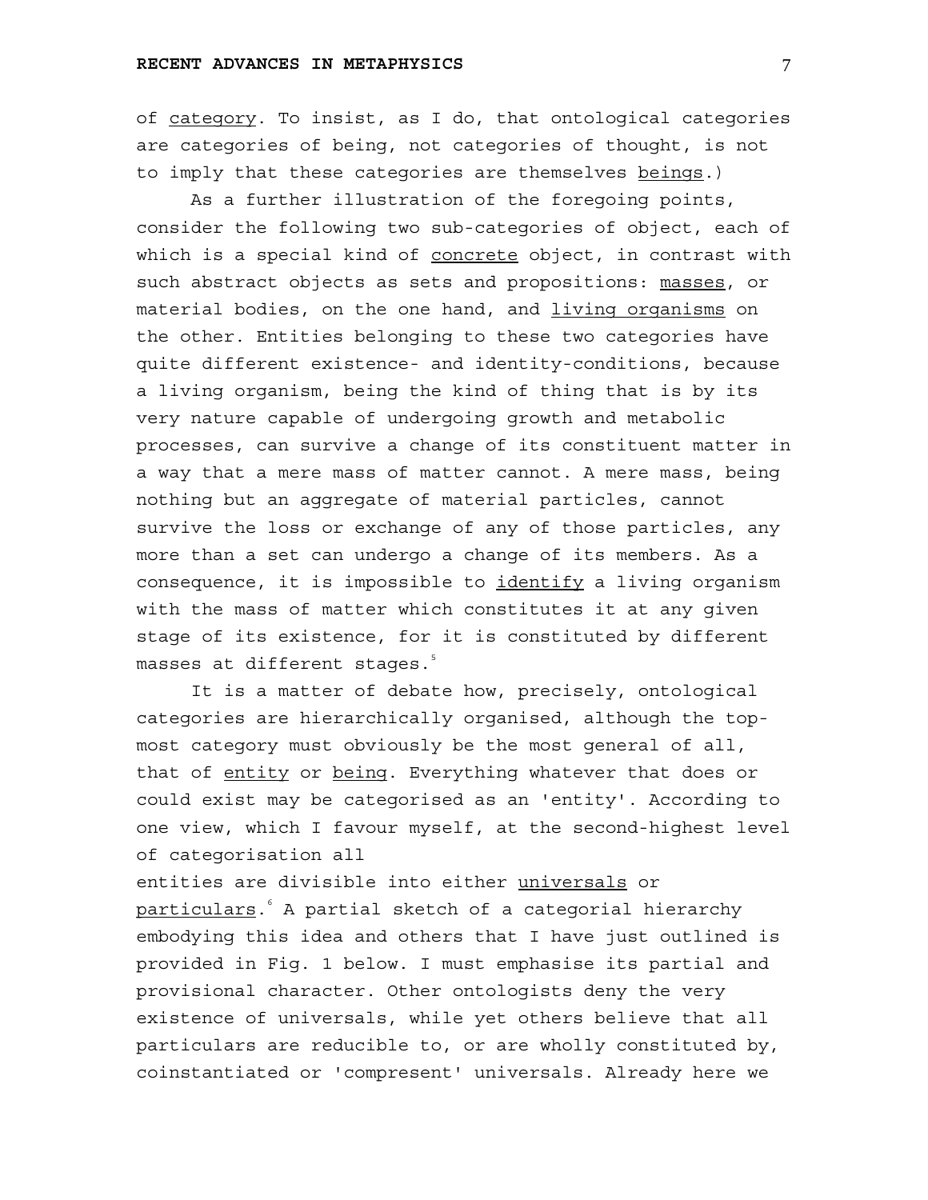of *category*. To insist, as I do, that ontological categories are categories of being, not categories of thought, is not to imply that these categories are themselves *beings*.)

As a further illustration of the foregoing points, consider the following two sub-categories of object, each of which is a special kind of *concrete* object, in contrast with such abstract objects as sets and propositions: *masses*, or material bodies, on the one hand, and *living organisms* on the other. Entities belonging to these two categories have quite different existence- and identity-conditions, because a living organism, being the kind of thing that is by its very nature capable of undergoing growth and metabolic processes, can survive a change of its constituent matter in a way that a mere mass of matter cannot. A mere mass, being nothing but an aggregate of material particles, cannot survive the loss or exchange of any of those particles, any more than a set can undergo a change of its members. As a consequence, it is impossible to *identify* a living organism with the mass of matter which constitutes it at any given stage of its existence, for it is constituted by different masses at different stages.[5]

It is a matter of debate how, precisely, ontological categories are hierarchically organised, although the top-most category must obviously be the most general of all, that of *entity* or *being*. Everything whatever that does or could exist may be categorised as an 'entity'. According to one view, which I favour myself, at the second-highest level of categorisation all entities are divisible into either *universals* or *particulars*.[6] A partial sketch of a categorial hierarchy embodying this idea and others that I have just outlined is provided in Fig. 1 below. I must emphasise its partial and provisional character. Other ontologists deny the very existence of universals, while yet others believe that all particulars are reducible to, or are wholly constituted by, coinstantiated or 'compresent' universals. Already here we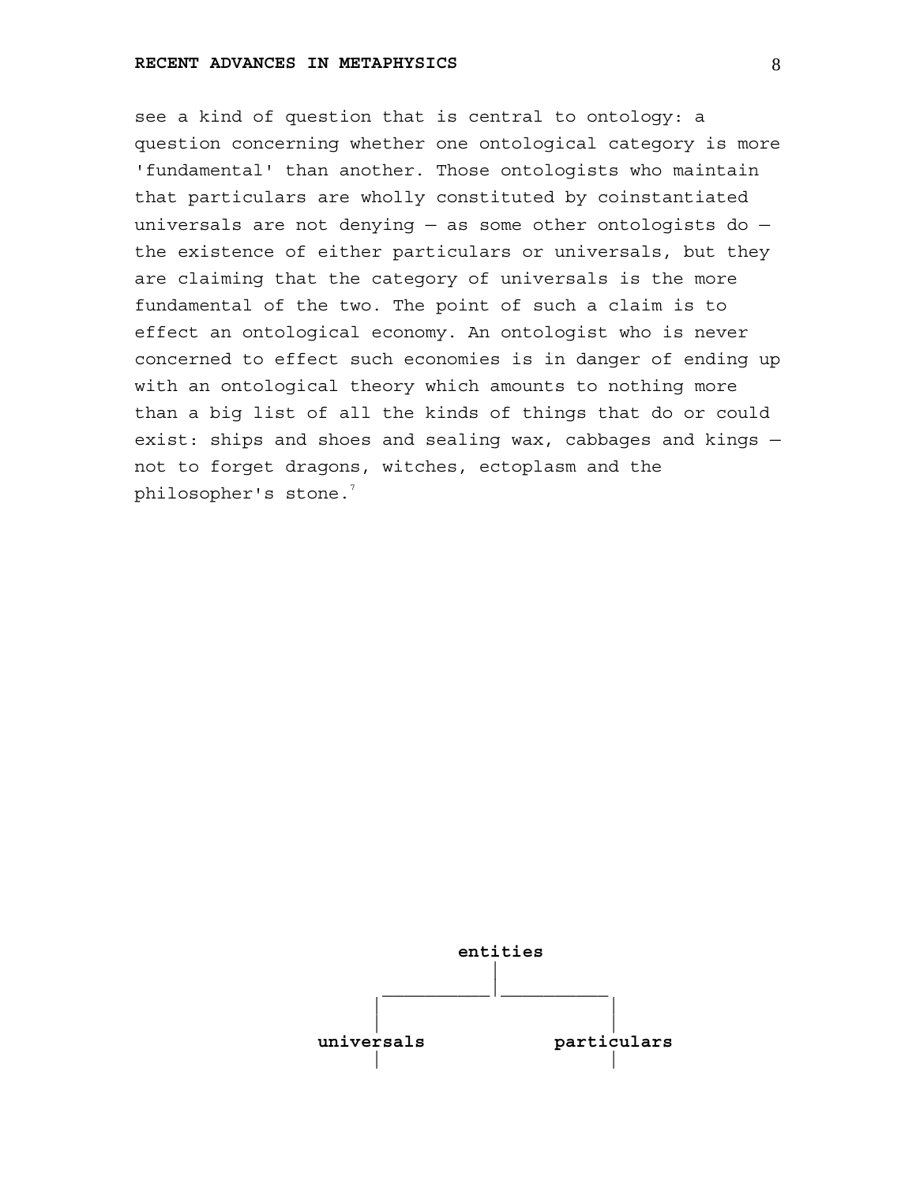see a kind of question that is central to ontology: a question concerning whether one ontological category is more 'fundamental' than another. Those ontologists who maintain that particulars are wholly constituted by coinstantiated universals are not denying — as some other ontologists do — the existence of either particulars or universals, but they are claiming that the category of universals is the more fundamental of the two. The point of such a claim is to effect an ontological economy. An ontologist who is never concerned to effect such economies is in danger of ending up with an ontological theory which amounts to nothing more than a big list of all the kinds of things that do or could exist: ships and shoes and sealing wax, cabbages and kings — not to forget dragons, witches, ectoplasm and the philosopher's stone.[7]

```
                 entities
                    |
           _________|_________
          |                   |
          |                   |
      universals         particulars
          |                   |
```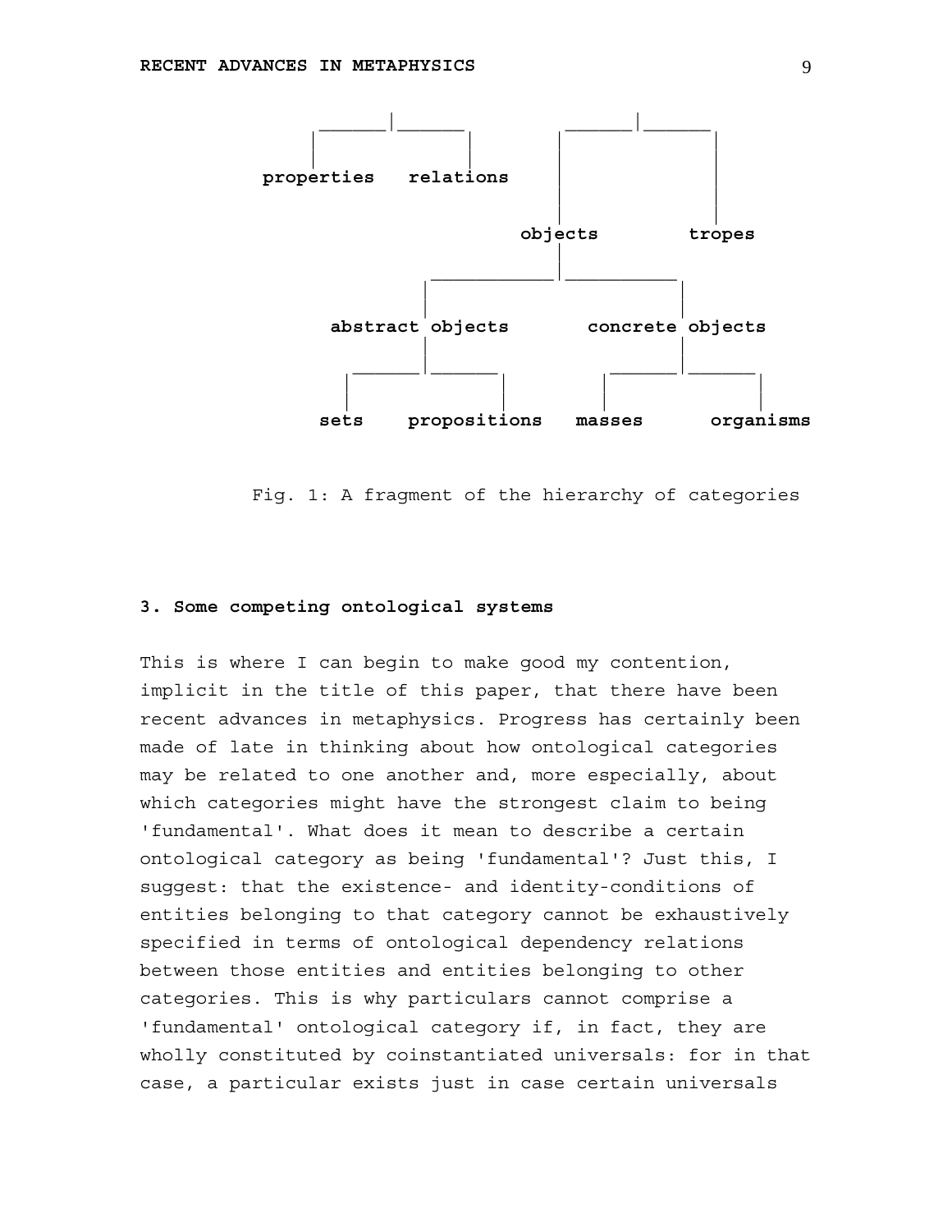```
        ______|______             ______|______
       |             |           |             |
  properties     relations       |             |
                                 |             |
                              objects        tropes
                                 |
                    _____________|_____________
                   |                           |
           abstract objects            concrete objects
                   |                           |
             ______|______               ______|______
            |             |             |             |
          sets      propositions     masses       organisms
```

Fig. 1: A fragment of the hierarchy of categories

### 3. Some competing ontological systems

This is where I can begin to make good my contention, implicit in the title of this paper, that there have been recent advances in metaphysics. Progress has certainly been made of late in thinking about how ontological categories may be related to one another and, more especially, about which categories might have the strongest claim to being 'fundamental'. What does it mean to describe a certain ontological category as being 'fundamental'? Just this, I suggest: that the existence- and identity-conditions of entities belonging to that category cannot be exhaustively specified in terms of ontological dependency relations between those entities and entities belonging to other categories. This is why particulars cannot comprise a 'fundamental' ontological category if, in fact, they are wholly constituted by coinstantiated universals: for in that case, a particular exists just in case certain universals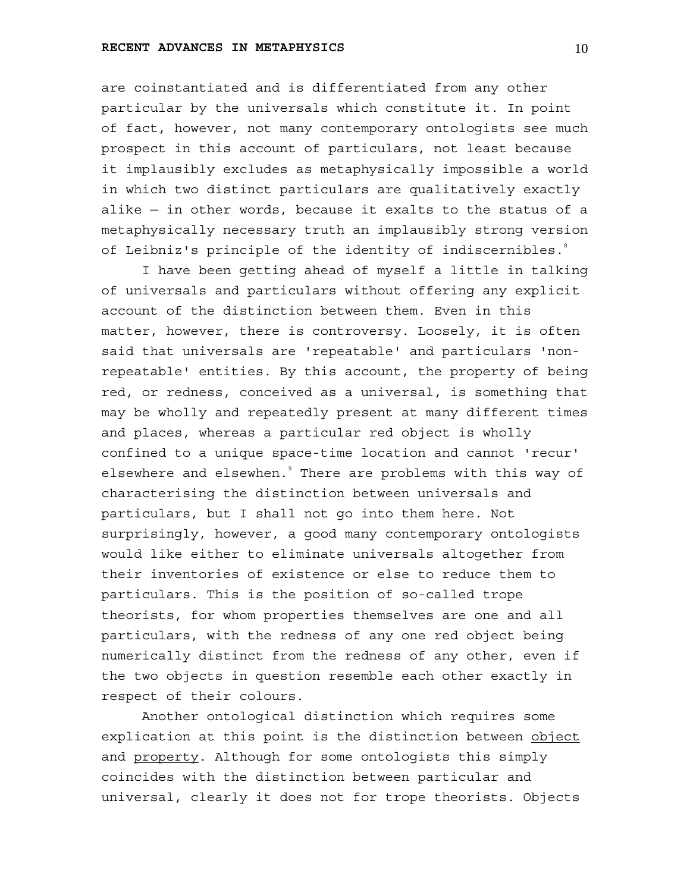are coinstantiated and is differentiated from any other particular by the universals which constitute it. In point of fact, however, not many contemporary ontologists see much prospect in this account of particulars, not least because it implausibly excludes as metaphysically impossible a world in which two distinct particulars are qualitatively exactly alike — in other words, because it exalts to the status of a metaphysically necessary truth an implausibly strong version of Leibniz's principle of the identity of indiscernibles.[8]

I have been getting ahead of myself a little in talking of universals and particulars without offering any explicit account of the distinction between them. Even in this matter, however, there is controversy. Loosely, it is often said that universals are 'repeatable' and particulars 'non-repeatable' entities. By this account, the property of being red, or redness, conceived as a universal, is something that may be wholly and repeatedly present at many different times and places, whereas a particular red object is wholly confined to a unique space-time location and cannot 'recur' elsewhere and elsewhen.[9] There are problems with this way of characterising the distinction between universals and particulars, but I shall not go into them here. Not surprisingly, however, a good many contemporary ontologists would like either to eliminate universals altogether from their inventories of existence or else to reduce them to particulars. This is the position of so-called trope theorists, for whom properties themselves are one and all particulars, with the redness of any one red object being numerically distinct from the redness of any other, even if the two objects in question resemble each other exactly in respect of their colours.

Another ontological distinction which requires some explication at this point is the distinction between object and property. Although for some ontologists this simply coincides with the distinction between particular and universal, clearly it does not for trope theorists. Objects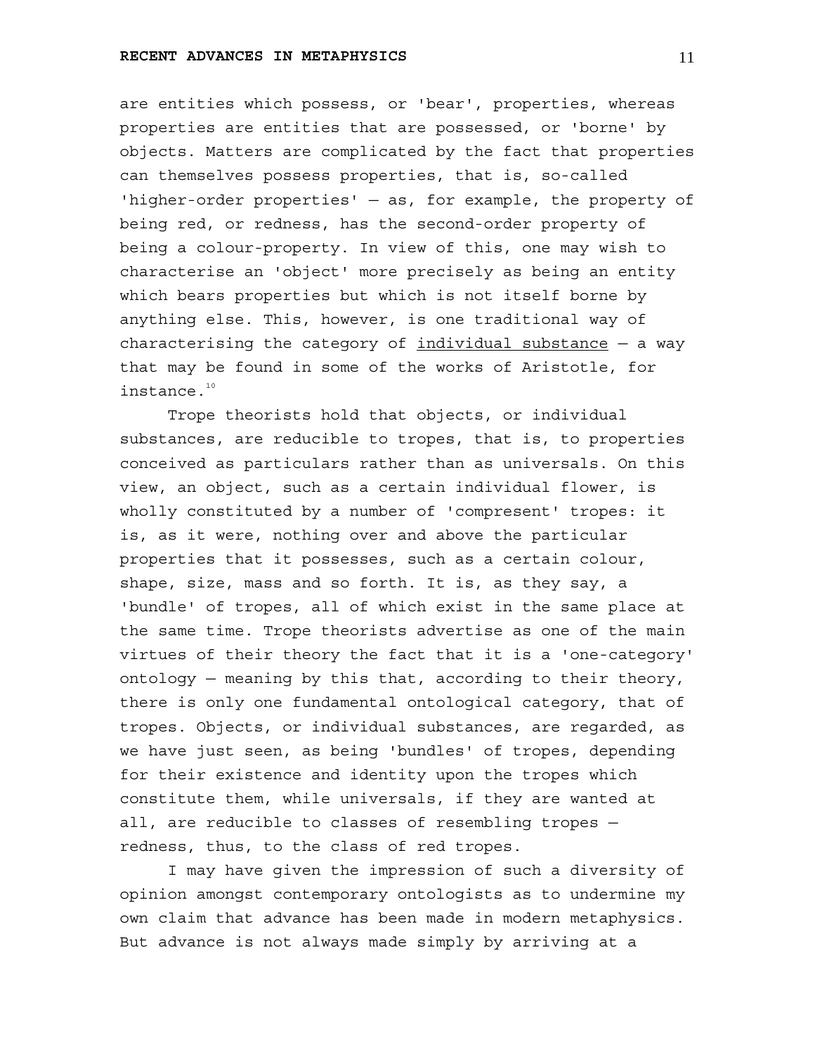are entities which possess, or 'bear', properties, whereas properties are entities that are possessed, or 'borne' by objects. Matters are complicated by the fact that properties can themselves possess properties, that is, so-called 'higher-order properties' — as, for example, the property of being red, or redness, has the second-order property of being a colour-property. In view of this, one may wish to characterise an 'object' more precisely as being an entity which bears properties but which is not itself borne by anything else. This, however, is one traditional way of characterising the category of <u>individual substance</u> — a way that may be found in some of the works of Aristotle, for instance.[10]

Trope theorists hold that objects, or individual substances, are reducible to tropes, that is, to properties conceived as particulars rather than as universals. On this view, an object, such as a certain individual flower, is wholly constituted by a number of 'compresent' tropes: it is, as it were, nothing over and above the particular properties that it possesses, such as a certain colour, shape, size, mass and so forth. It is, as they say, a 'bundle' of tropes, all of which exist in the same place at the same time. Trope theorists advertise as one of the main virtues of their theory the fact that it is a 'one-category' ontology — meaning by this that, according to their theory, there is only one fundamental ontological category, that of tropes. Objects, or individual substances, are regarded, as we have just seen, as being 'bundles' of tropes, depending for their existence and identity upon the tropes which constitute them, while universals, if they are wanted at all, are reducible to classes of resembling tropes — redness, thus, to the class of red tropes.

I may have given the impression of such a diversity of opinion amongst contemporary ontologists as to undermine my own claim that advance has been made in modern metaphysics. But advance is not always made simply by arriving at a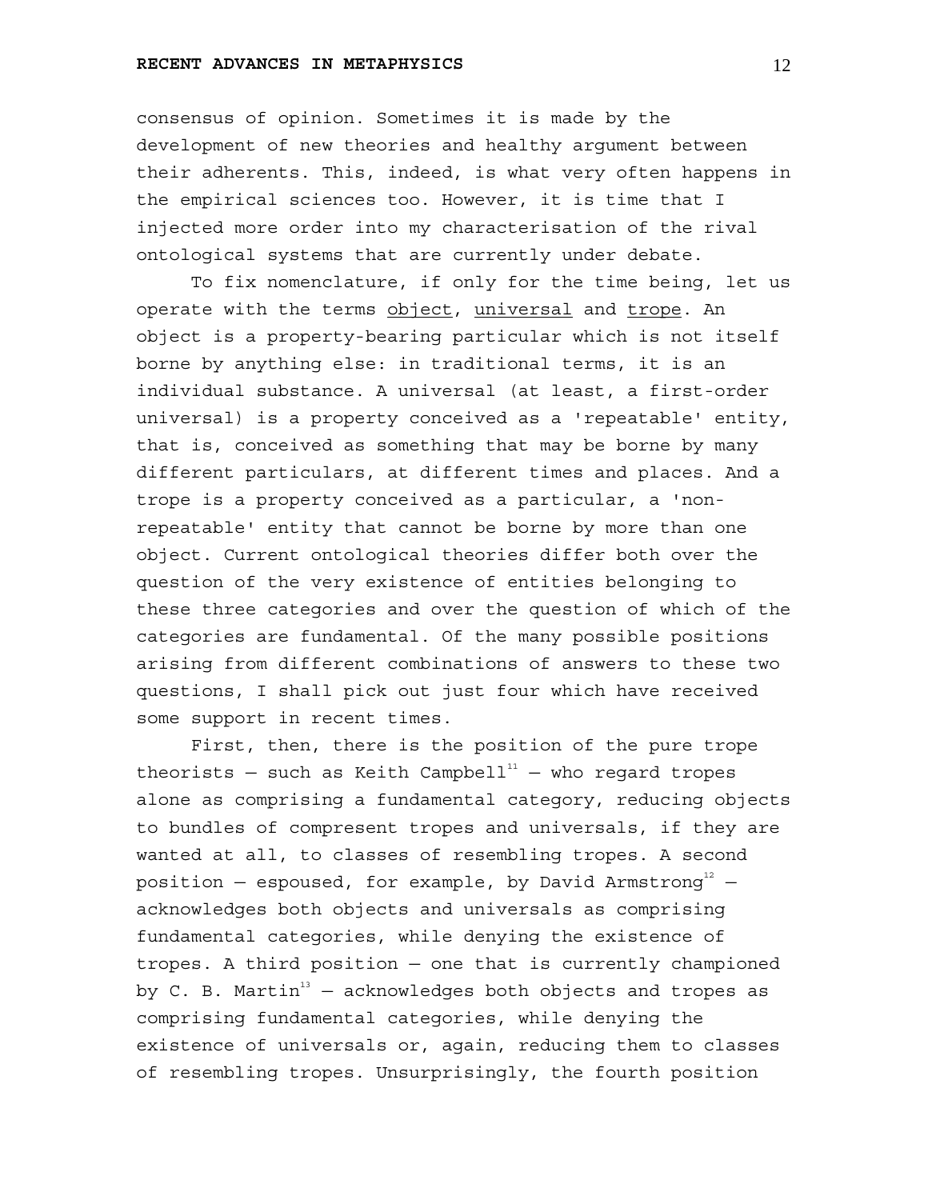consensus of opinion. Sometimes it is made by the development of new theories and healthy argument between their adherents. This, indeed, is what very often happens in the empirical sciences too. However, it is time that I injected more order into my characterisation of the rival ontological systems that are currently under debate.

To fix nomenclature, if only for the time being, let us operate with the terms <u>object</u>, <u>universal</u> and <u>trope</u>. An object is a property-bearing particular which is not itself borne by anything else: in traditional terms, it is an individual substance. A universal (at least, a first-order universal) is a property conceived as a 'repeatable' entity, that is, conceived as something that may be borne by many different particulars, at different times and places. And a trope is a property conceived as a particular, a 'non-repeatable' entity that cannot be borne by more than one object. Current ontological theories differ both over the question of the very existence of entities belonging to these three categories and over the question of which of the categories are fundamental. Of the many possible positions arising from different combinations of answers to these two questions, I shall pick out just four which have received some support in recent times.

First, then, there is the position of the pure trope theorists — such as Keith Campbell[11] — who regard tropes alone as comprising a fundamental category, reducing objects to bundles of compresent tropes and universals, if they are wanted at all, to classes of resembling tropes. A second position — espoused, for example, by David Armstrong[12] — acknowledges both objects and universals as comprising fundamental categories, while denying the existence of tropes. A third position — one that is currently championed by C. B. Martin[13] — acknowledges both objects and tropes as comprising fundamental categories, while denying the existence of universals or, again, reducing them to classes of resembling tropes. Unsurprisingly, the fourth position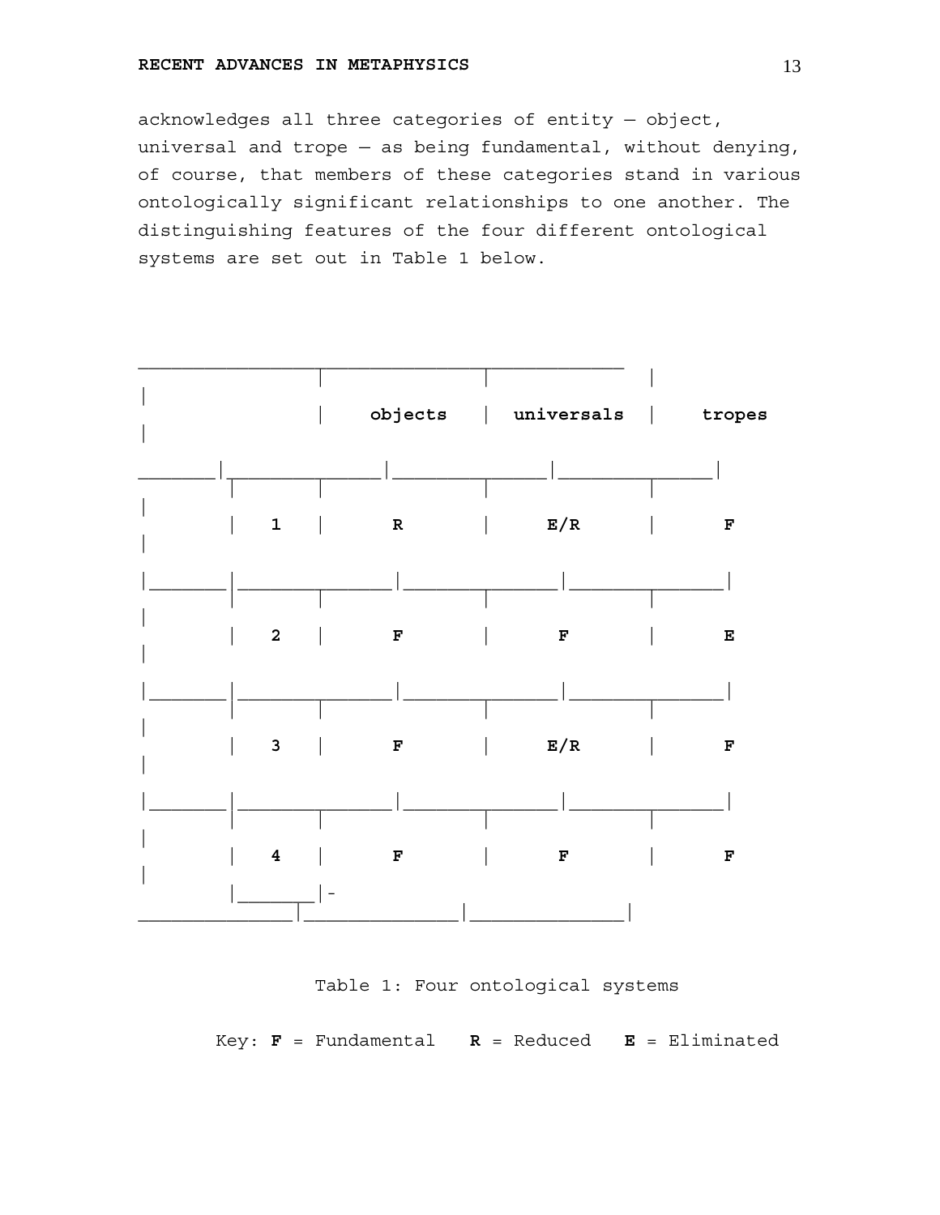acknowledges all three categories of entity — object, universal and trope — as being fundamental, without denying, of course, that members of these categories stand in various ontologically significant relationships to one another. The distinguishing features of the four different ontological systems are set out in Table 1 below.

| | **objects** | **universals** | **tropes** |
|---|---|---|---|
| **1** | **R** | **E/R** | **F** |
| **2** | **F** | **F** | **E** |
| **3** | **F** | **E/R** | **F** |
| **4** | **F** | **F** | **F** |

Table 1: Four ontological systems

Key: **F** = Fundamental **R** = Reduced **E** = Eliminated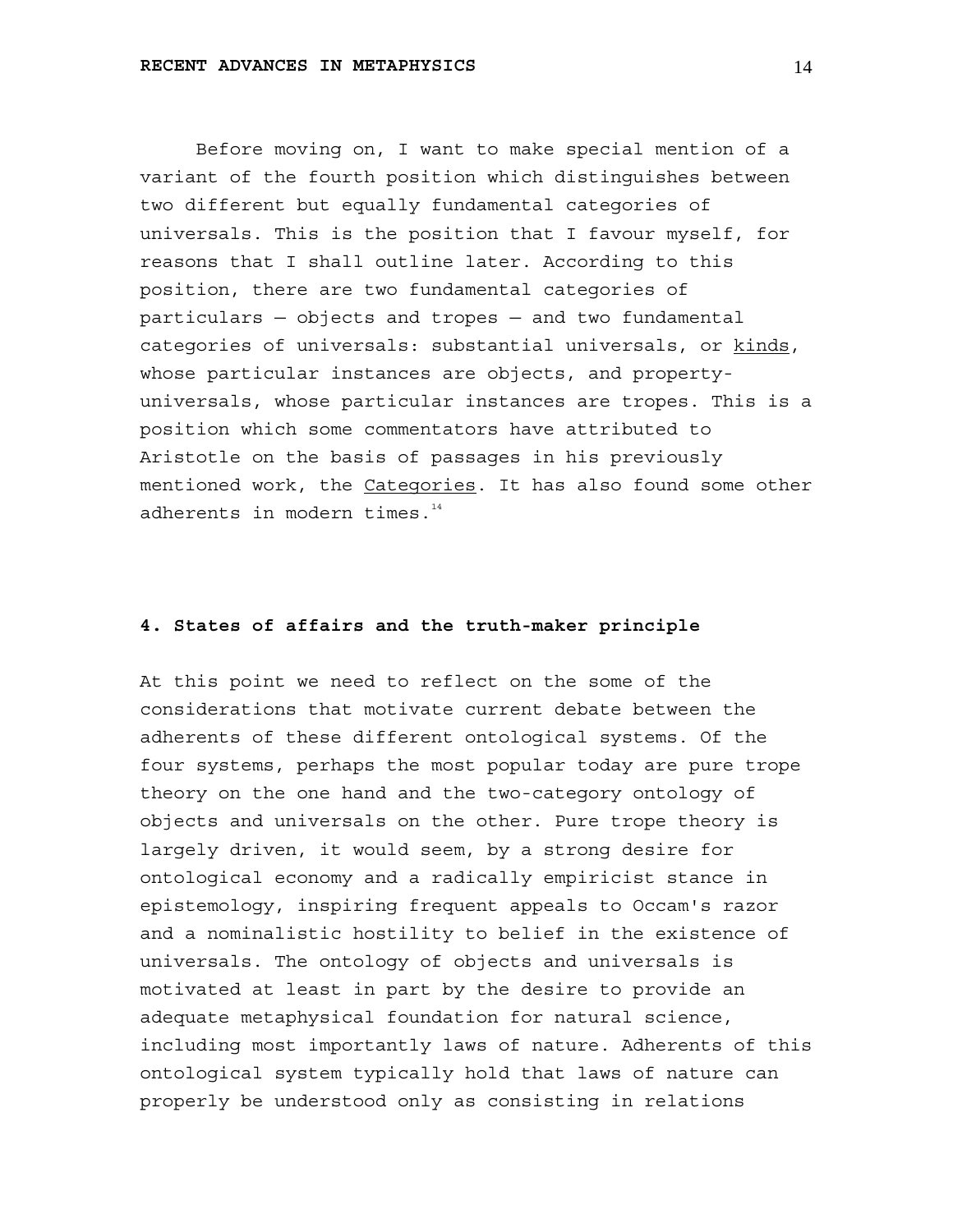Before moving on, I want to make special mention of a variant of the fourth position which distinguishes between two different but equally fundamental categories of universals. This is the position that I favour myself, for reasons that I shall outline later. According to this position, there are two fundamental categories of particulars — objects and tropes — and two fundamental categories of universals: substantial universals, or _kinds_, whose particular instances are objects, and property-universals, whose particular instances are tropes. This is a position which some commentators have attributed to Aristotle on the basis of passages in his previously mentioned work, the _Categories_. It has also found some other adherents in modern times.[14]

## 4. States of affairs and the truth-maker principle

At this point we need to reflect on the some of the considerations that motivate current debate between the adherents of these different ontological systems. Of the four systems, perhaps the most popular today are pure trope theory on the one hand and the two-category ontology of objects and universals on the other. Pure trope theory is largely driven, it would seem, by a strong desire for ontological economy and a radically empiricist stance in epistemology, inspiring frequent appeals to Occam's razor and a nominalistic hostility to belief in the existence of universals. The ontology of objects and universals is motivated at least in part by the desire to provide an adequate metaphysical foundation for natural science, including most importantly laws of nature. Adherents of this ontological system typically hold that laws of nature can properly be understood only as consisting in relations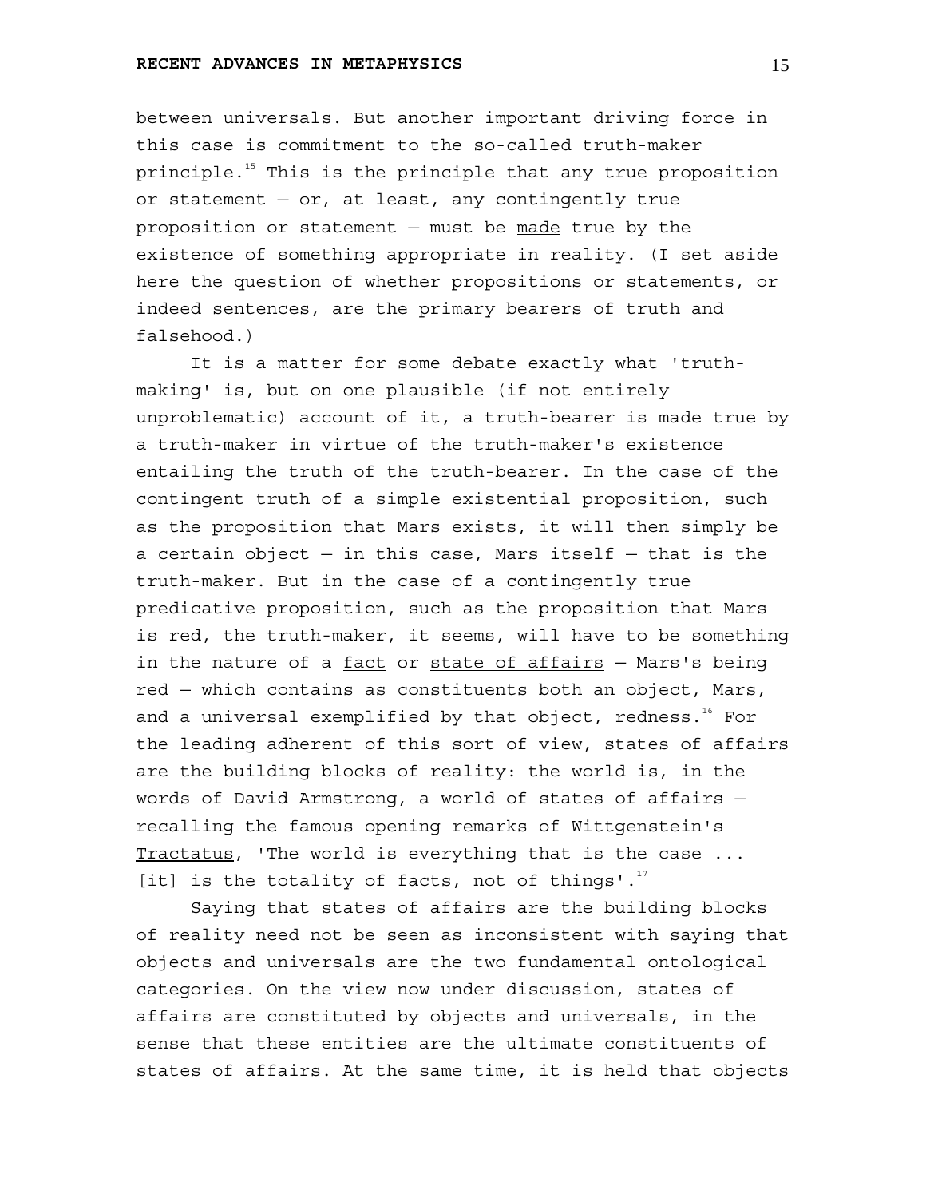between universals. But another important driving force in this case is commitment to the so-called _truth-maker principle_.[15] This is the principle that any true proposition or statement — or, at least, any contingently true proposition or statement — must be _made_ true by the existence of something appropriate in reality. (I set aside here the question of whether propositions or statements, or indeed sentences, are the primary bearers of truth and falsehood.)

It is a matter for some debate exactly what 'truth-making' is, but on one plausible (if not entirely unproblematic) account of it, a truth-bearer is made true by a truth-maker in virtue of the truth-maker's existence entailing the truth of the truth-bearer. In the case of the contingent truth of a simple existential proposition, such as the proposition that Mars exists, it will then simply be a certain object — in this case, Mars itself — that is the truth-maker. But in the case of a contingently true predicative proposition, such as the proposition that Mars is red, the truth-maker, it seems, will have to be something in the nature of a _fact_ or _state of affairs_ — Mars's being red — which contains as constituents both an object, Mars, and a universal exemplified by that object, redness.[16] For the leading adherent of this sort of view, states of affairs are the building blocks of reality: the world is, in the words of David Armstrong, a world of states of affairs — recalling the famous opening remarks of Wittgenstein's _Tractatus_, 'The world is everything that is the case ... [it] is the totality of facts, not of things'.[17]

Saying that states of affairs are the building blocks of reality need not be seen as inconsistent with saying that objects and universals are the two fundamental ontological categories. On the view now under discussion, states of affairs are constituted by objects and universals, in the sense that these entities are the ultimate constituents of states of affairs. At the same time, it is held that objects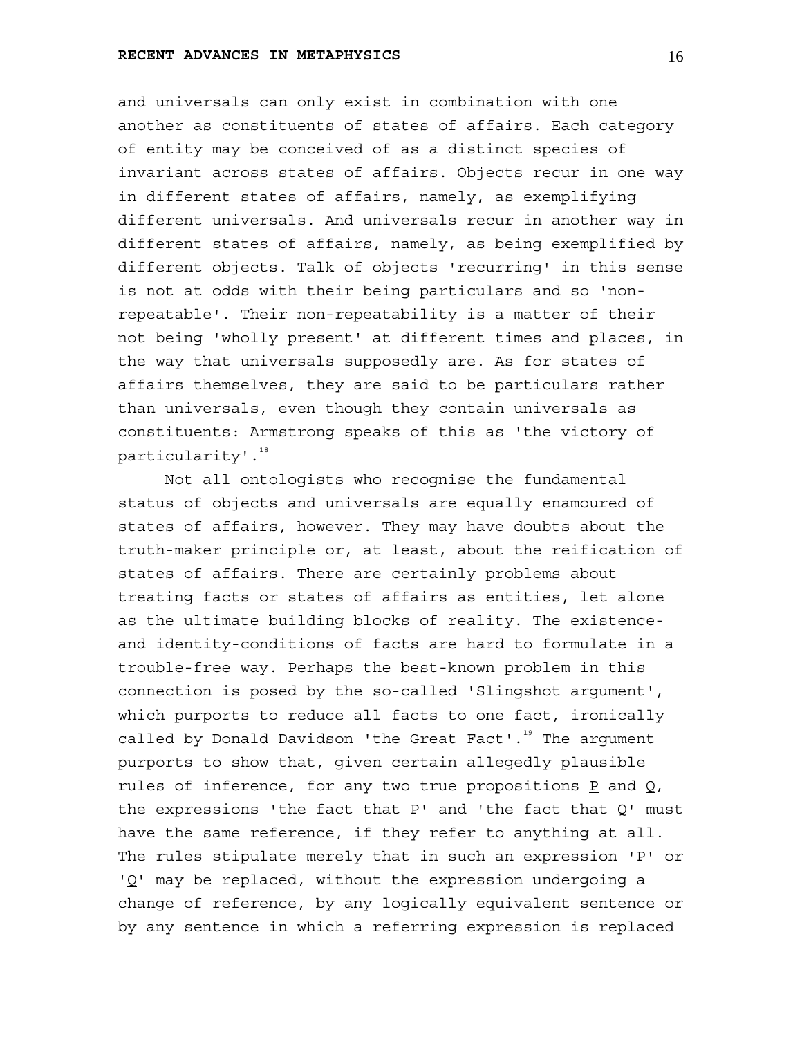and universals can only exist in combination with one another as constituents of states of affairs. Each category of entity may be conceived of as a distinct species of invariant across states of affairs. Objects recur in one way in different states of affairs, namely, as exemplifying different universals. And universals recur in another way in different states of affairs, namely, as being exemplified by different objects. Talk of objects 'recurring' in this sense is not at odds with their being particulars and so 'non-repeatable'. Their non-repeatability is a matter of their not being 'wholly present' at different times and places, in the way that universals supposedly are. As for states of affairs themselves, they are said to be particulars rather than universals, even though they contain universals as constituents: Armstrong speaks of this as 'the victory of particularity'.[18]

Not all ontologists who recognise the fundamental status of objects and universals are equally enamoured of states of affairs, however. They may have doubts about the truth-maker principle or, at least, about the reification of states of affairs. There are certainly problems about treating facts or states of affairs as entities, let alone as the ultimate building blocks of reality. The existence- and identity-conditions of facts are hard to formulate in a trouble-free way. Perhaps the best-known problem in this connection is posed by the so-called 'Slingshot argument', which purports to reduce all facts to one fact, ironically called by Donald Davidson 'the Great Fact'.[19] The argument purports to show that, given certain allegedly plausible rules of inference, for any two true propositions P and Q, the expressions 'the fact that P' and 'the fact that Q' must have the same reference, if they refer to anything at all. The rules stipulate merely that in such an expression 'P' or 'Q' may be replaced, without the expression undergoing a change of reference, by any logically equivalent sentence or by any sentence in which a referring expression is replaced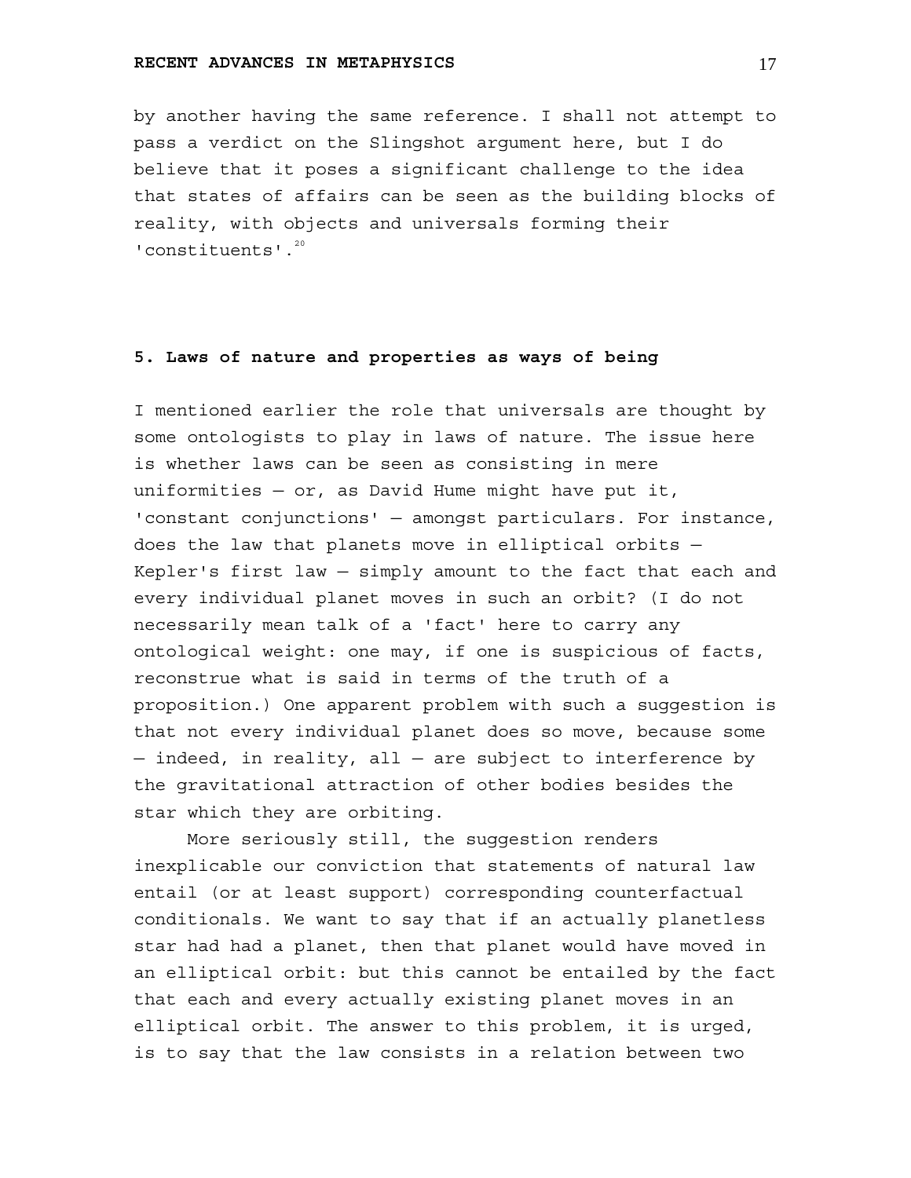by another having the same reference. I shall not attempt to pass a verdict on the Slingshot argument here, but I do believe that it poses a significant challenge to the idea that states of affairs can be seen as the building blocks of reality, with objects and universals forming their 'constituents'.[20]

## 5. Laws of nature and properties as ways of being

I mentioned earlier the role that universals are thought by some ontologists to play in laws of nature. The issue here is whether laws can be seen as consisting in mere uniformities — or, as David Hume might have put it, 'constant conjunctions' — amongst particulars. For instance, does the law that planets move in elliptical orbits — Kepler's first law — simply amount to the fact that each and every individual planet moves in such an orbit? (I do not necessarily mean talk of a 'fact' here to carry any ontological weight: one may, if one is suspicious of facts, reconstrue what is said in terms of the truth of a proposition.) One apparent problem with such a suggestion is that not every individual planet does so move, because some — indeed, in reality, all — are subject to interference by the gravitational attraction of other bodies besides the star which they are orbiting.

More seriously still, the suggestion renders inexplicable our conviction that statements of natural law entail (or at least support) corresponding counterfactual conditionals. We want to say that if an actually planetless star had had a planet, then that planet would have moved in an elliptical orbit: but this cannot be entailed by the fact that each and every actually existing planet moves in an elliptical orbit. The answer to this problem, it is urged, is to say that the law consists in a relation between two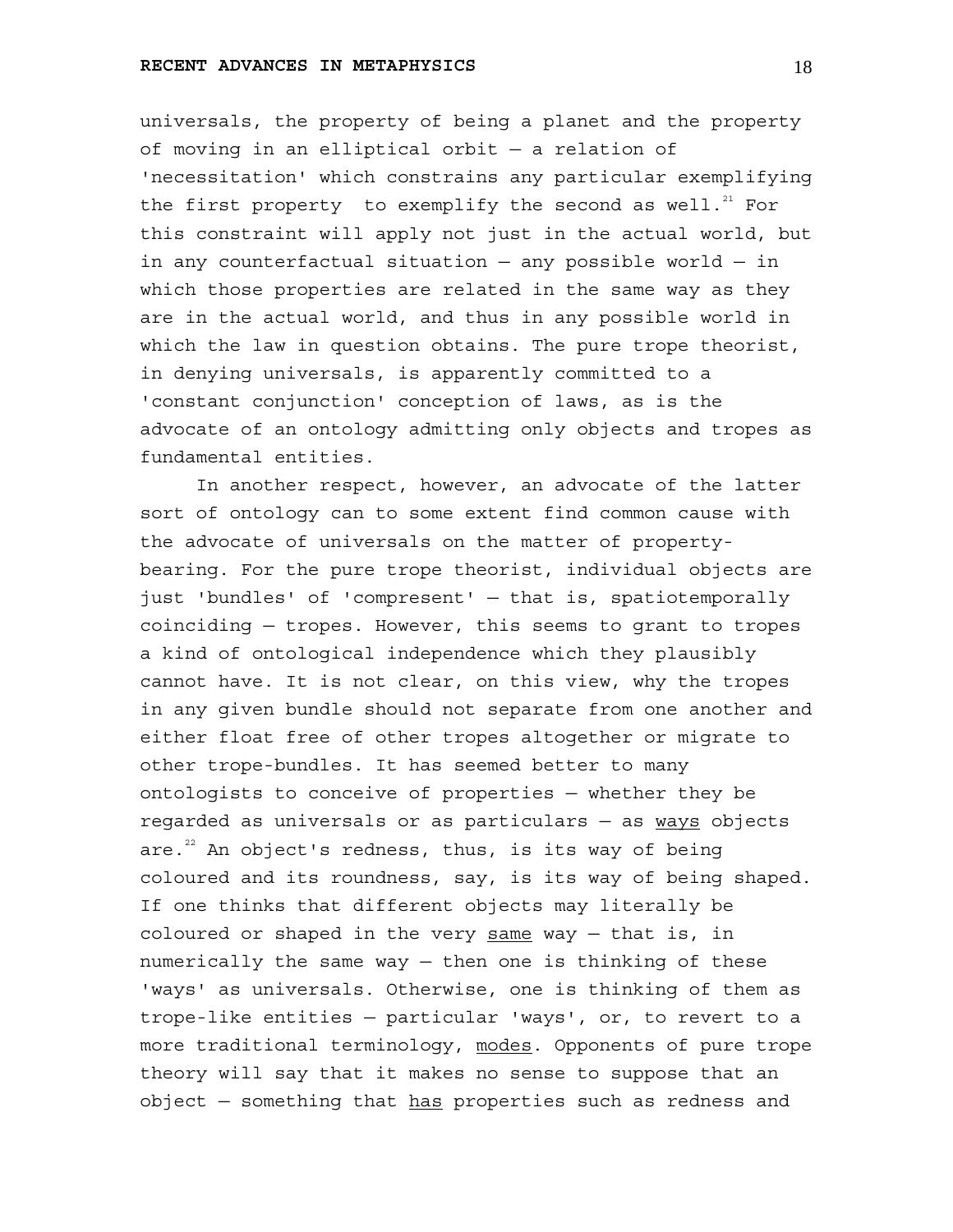universals, the property of being a planet and the property of moving in an elliptical orbit — a relation of 'necessitation' which constrains any particular exemplifying the first property to exemplify the second as well.[21] For this constraint will apply not just in the actual world, but in any counterfactual situation — any possible world — in which those properties are related in the same way as they are in the actual world, and thus in any possible world in which the law in question obtains. The pure trope theorist, in denying universals, is apparently committed to a 'constant conjunction' conception of laws, as is the advocate of an ontology admitting only objects and tropes as fundamental entities.

In another respect, however, an advocate of the latter sort of ontology can to some extent find common cause with the advocate of universals on the matter of property-bearing. For the pure trope theorist, individual objects are just 'bundles' of 'compresent' — that is, spatiotemporally coinciding — tropes. However, this seems to grant to tropes a kind of ontological independence which they plausibly cannot have. It is not clear, on this view, why the tropes in any given bundle should not separate from one another and either float free of other tropes altogether or migrate to other trope-bundles. It has seemed better to many ontologists to conceive of properties — whether they be regarded as universals or as particulars — as _ways_ objects are.[22] An object's redness, thus, is its way of being coloured and its roundness, say, is its way of being shaped. If one thinks that different objects may literally be coloured or shaped in the very _same_ way — that is, in numerically the same way — then one is thinking of these 'ways' as universals. Otherwise, one is thinking of them as trope-like entities — particular 'ways', or, to revert to a more traditional terminology, _modes_. Opponents of pure trope theory will say that it makes no sense to suppose that an object — something that _has_ properties such as redness and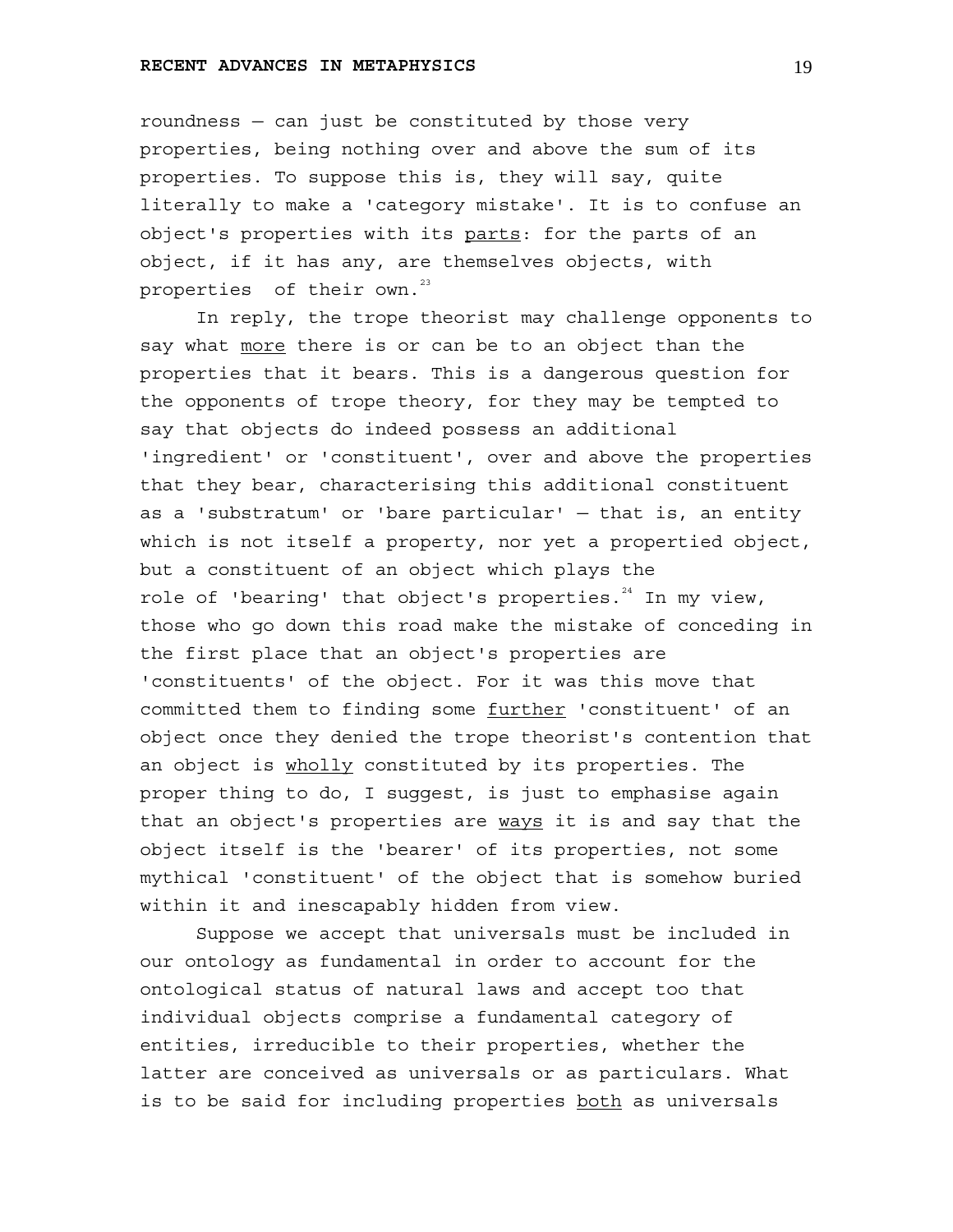roundness — can just be constituted by those very properties, being nothing over and above the sum of its properties. To suppose this is, they will say, quite literally to make a 'category mistake'. It is to confuse an object's properties with its _parts_: for the parts of an object, if it has any, are themselves objects, with properties of their own.[23]

In reply, the trope theorist may challenge opponents to say what _more_ there is or can be to an object than the properties that it bears. This is a dangerous question for the opponents of trope theory, for they may be tempted to say that objects do indeed possess an additional 'ingredient' or 'constituent', over and above the properties that they bear, characterising this additional constituent as a 'substratum' or 'bare particular' — that is, an entity which is not itself a property, nor yet a propertied object, but a constituent of an object which plays the role of 'bearing' that object's properties.[24] In my view, those who go down this road make the mistake of conceding in the first place that an object's properties are 'constituents' of the object. For it was this move that committed them to finding some _further_ 'constituent' of an object once they denied the trope theorist's contention that an object is _wholly_ constituted by its properties. The proper thing to do, I suggest, is just to emphasise again that an object's properties are _ways_ it is and say that the object itself is the 'bearer' of its properties, not some mythical 'constituent' of the object that is somehow buried within it and inescapably hidden from view.

Suppose we accept that universals must be included in our ontology as fundamental in order to account for the ontological status of natural laws and accept too that individual objects comprise a fundamental category of entities, irreducible to their properties, whether the latter are conceived as universals or as particulars. What is to be said for including properties _both_ as universals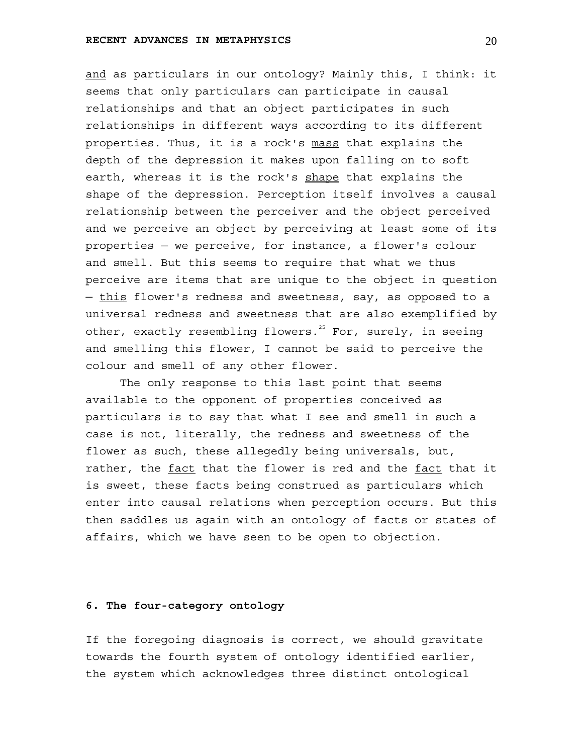and as particulars in our ontology? Mainly this, I think: it seems that only particulars can participate in causal relationships and that an object participates in such relationships in different ways according to its different properties. Thus, it is a rock's mass that explains the depth of the depression it makes upon falling on to soft earth, whereas it is the rock's shape that explains the shape of the depression. Perception itself involves a causal relationship between the perceiver and the object perceived and we perceive an object by perceiving at least some of its properties — we perceive, for instance, a flower's colour and smell. But this seems to require that what we thus perceive are items that are unique to the object in question — this flower's redness and sweetness, say, as opposed to a universal redness and sweetness that are also exemplified by other, exactly resembling flowers.[25] For, surely, in seeing and smelling this flower, I cannot be said to perceive the colour and smell of any other flower.

The only response to this last point that seems available to the opponent of properties conceived as particulars is to say that what I see and smell in such a case is not, literally, the redness and sweetness of the flower as such, these allegedly being universals, but, rather, the fact that the flower is red and the fact that it is sweet, these facts being construed as particulars which enter into causal relations when perception occurs. But this then saddles us again with an ontology of facts or states of affairs, which we have seen to be open to objection.

## 6. The four-category ontology

If the foregoing diagnosis is correct, we should gravitate towards the fourth system of ontology identified earlier, the system which acknowledges three distinct ontological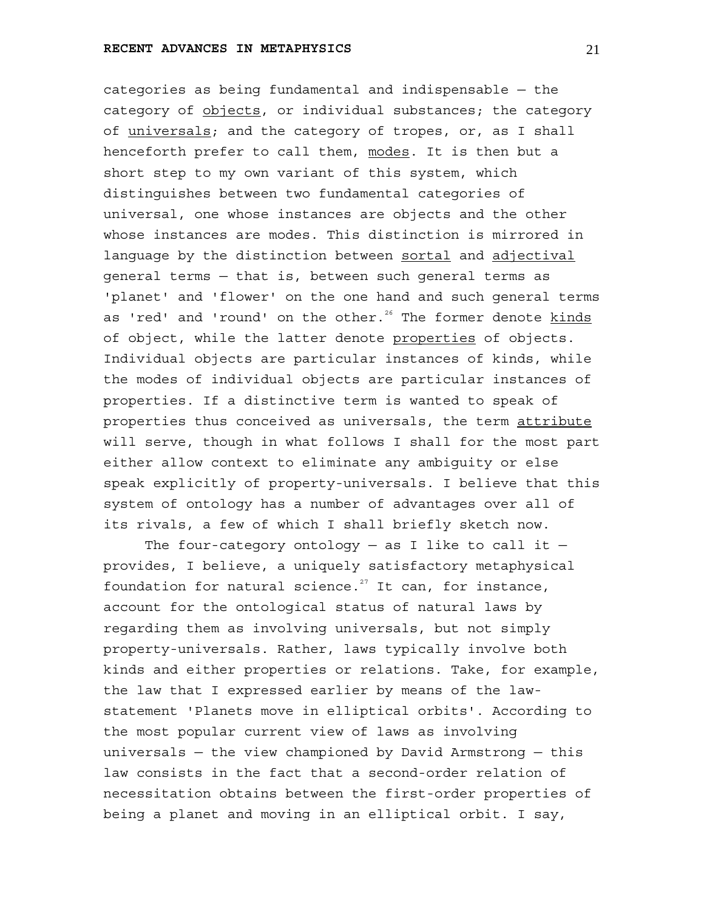categories as being fundamental and indispensable — the category of _objects_, or individual substances; the category of _universals_; and the category of tropes, or, as I shall henceforth prefer to call them, _modes_. It is then but a short step to my own variant of this system, which distinguishes between two fundamental categories of universal, one whose instances are objects and the other whose instances are modes. This distinction is mirrored in language by the distinction between _sortal_ and _adjectival_ general terms — that is, between such general terms as 'planet' and 'flower' on the one hand and such general terms as 'red' and 'round' on the other.[26] The former denote _kinds_ of object, while the latter denote _properties_ of objects. Individual objects are particular instances of kinds, while the modes of individual objects are particular instances of properties. If a distinctive term is wanted to speak of properties thus conceived as universals, the term _attribute_ will serve, though in what follows I shall for the most part either allow context to eliminate any ambiguity or else speak explicitly of property-universals. I believe that this system of ontology has a number of advantages over all of its rivals, a few of which I shall briefly sketch now.

The four-category ontology — as I like to call it — provides, I believe, a uniquely satisfactory metaphysical foundation for natural science.[27] It can, for instance, account for the ontological status of natural laws by regarding them as involving universals, but not simply property-universals. Rather, laws typically involve both kinds and either properties or relations. Take, for example, the law that I expressed earlier by means of the law-statement 'Planets move in elliptical orbits'. According to the most popular current view of laws as involving universals — the view championed by David Armstrong — this law consists in the fact that a second-order relation of necessitation obtains between the first-order properties of being a planet and moving in an elliptical orbit. I say,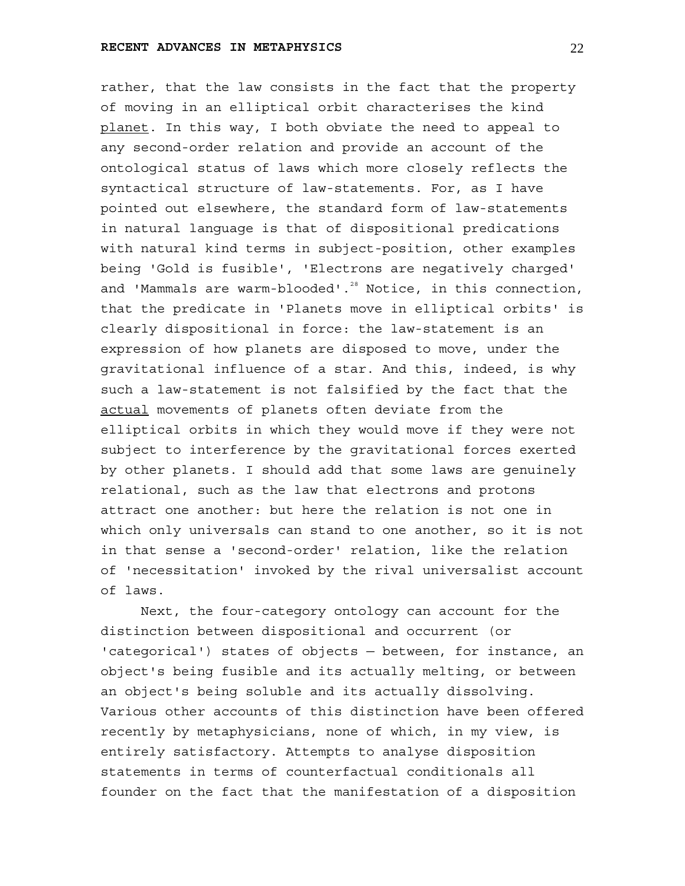rather, that the law consists in the fact that the property of moving in an elliptical orbit characterises the kind _planet_. In this way, I both obviate the need to appeal to any second-order relation and provide an account of the ontological status of laws which more closely reflects the syntactical structure of law-statements. For, as I have pointed out elsewhere, the standard form of law-statements in natural language is that of dispositional predications with natural kind terms in subject-position, other examples being 'Gold is fusible', 'Electrons are negatively charged' and 'Mammals are warm-blooded'.[28] Notice, in this connection, that the predicate in 'Planets move in elliptical orbits' is clearly dispositional in force: the law-statement is an expression of how planets are disposed to move, under the gravitational influence of a star. And this, indeed, is why such a law-statement is not falsified by the fact that the _actual_ movements of planets often deviate from the elliptical orbits in which they would move if they were not subject to interference by the gravitational forces exerted by other planets. I should add that some laws are genuinely relational, such as the law that electrons and protons attract one another: but here the relation is not one in which only universals can stand to one another, so it is not in that sense a 'second-order' relation, like the relation of 'necessitation' invoked by the rival universalist account of laws.

Next, the four-category ontology can account for the distinction between dispositional and occurrent (or 'categorical') states of objects — between, for instance, an object's being fusible and its actually melting, or between an object's being soluble and its actually dissolving. Various other accounts of this distinction have been offered recently by metaphysicians, none of which, in my view, is entirely satisfactory. Attempts to analyse disposition statements in terms of counterfactual conditionals all founder on the fact that the manifestation of a disposition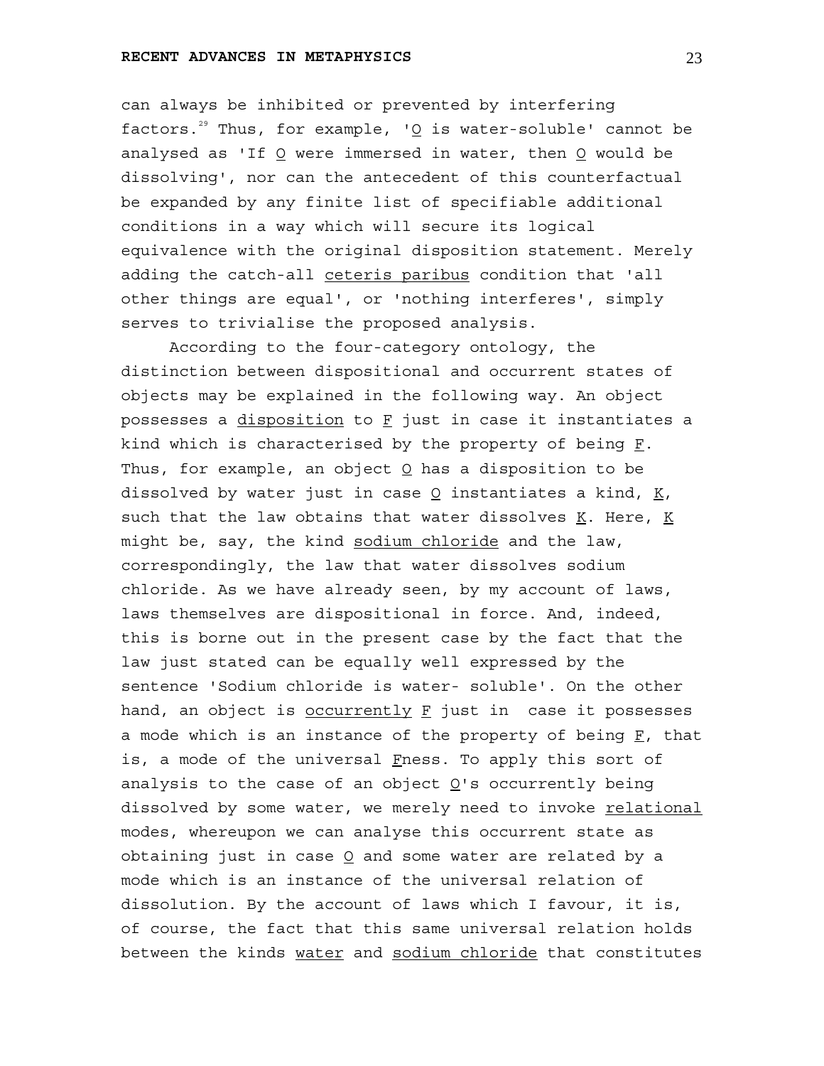can always be inhibited or prevented by interfering factors.[29] Thus, for example, '_O_ is water-soluble' cannot be analysed as 'If _O_ were immersed in water, then _O_ would be dissolving', nor can the antecedent of this counterfactual be expanded by any finite list of specifiable additional conditions in a way which will secure its logical equivalence with the original disposition statement. Merely adding the catch-all _ceteris paribus_ condition that 'all other things are equal', or 'nothing interferes', simply serves to trivialise the proposed analysis.

According to the four-category ontology, the distinction between dispositional and occurrent states of objects may be explained in the following way. An object possesses a _disposition_ to _F_ just in case it instantiates a kind which is characterised by the property of being _F_. Thus, for example, an object _O_ has a disposition to be dissolved by water just in case _O_ instantiates a kind, _K_, such that the law obtains that water dissolves _K_. Here, _K_ might be, say, the kind _sodium chloride_ and the law, correspondingly, the law that water dissolves sodium chloride. As we have already seen, by my account of laws, laws themselves are dispositional in force. And, indeed, this is borne out in the present case by the fact that the law just stated can be equally well expressed by the sentence 'Sodium chloride is water- soluble'. On the other hand, an object is _occurrently_ _F_ just in case it possesses a mode which is an instance of the property of being _F_, that is, a mode of the universal _F_ness. To apply this sort of analysis to the case of an object _O_'s occurrently being dissolved by some water, we merely need to invoke _relational_ modes, whereupon we can analyse this occurrent state as obtaining just in case _O_ and some water are related by a mode which is an instance of the universal relation of dissolution. By the account of laws which I favour, it is, of course, the fact that this same universal relation holds between the kinds _water_ and _sodium chloride_ that constitutes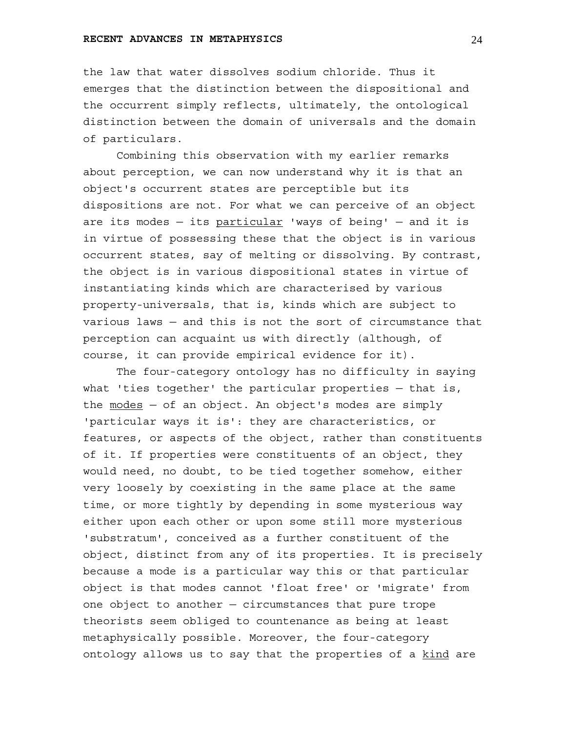the law that water dissolves sodium chloride. Thus it emerges that the distinction between the dispositional and the occurrent simply reflects, ultimately, the ontological distinction between the domain of universals and the domain of particulars.

Combining this observation with my earlier remarks about perception, we can now understand why it is that an object's occurrent states are perceptible but its dispositions are not. For what we can perceive of an object are its modes — its _particular_ 'ways of being' — and it is in virtue of possessing these that the object is in various occurrent states, say of melting or dissolving. By contrast, the object is in various dispositional states in virtue of instantiating kinds which are characterised by various property-universals, that is, kinds which are subject to various laws — and this is not the sort of circumstance that perception can acquaint us with directly (although, of course, it can provide empirical evidence for it).

The four-category ontology has no difficulty in saying what 'ties together' the particular properties — that is, the _modes_ — of an object. An object's modes are simply 'particular ways it is': they are characteristics, or features, or aspects of the object, rather than constituents of it. If properties were constituents of an object, they would need, no doubt, to be tied together somehow, either very loosely by coexisting in the same place at the same time, or more tightly by depending in some mysterious way either upon each other or upon some still more mysterious 'substratum', conceived as a further constituent of the object, distinct from any of its properties. It is precisely because a mode is a particular way this or that particular object is that modes cannot 'float free' or 'migrate' from one object to another — circumstances that pure trope theorists seem obliged to countenance as being at least metaphysically possible. Moreover, the four-category ontology allows us to say that the properties of a _kind_ are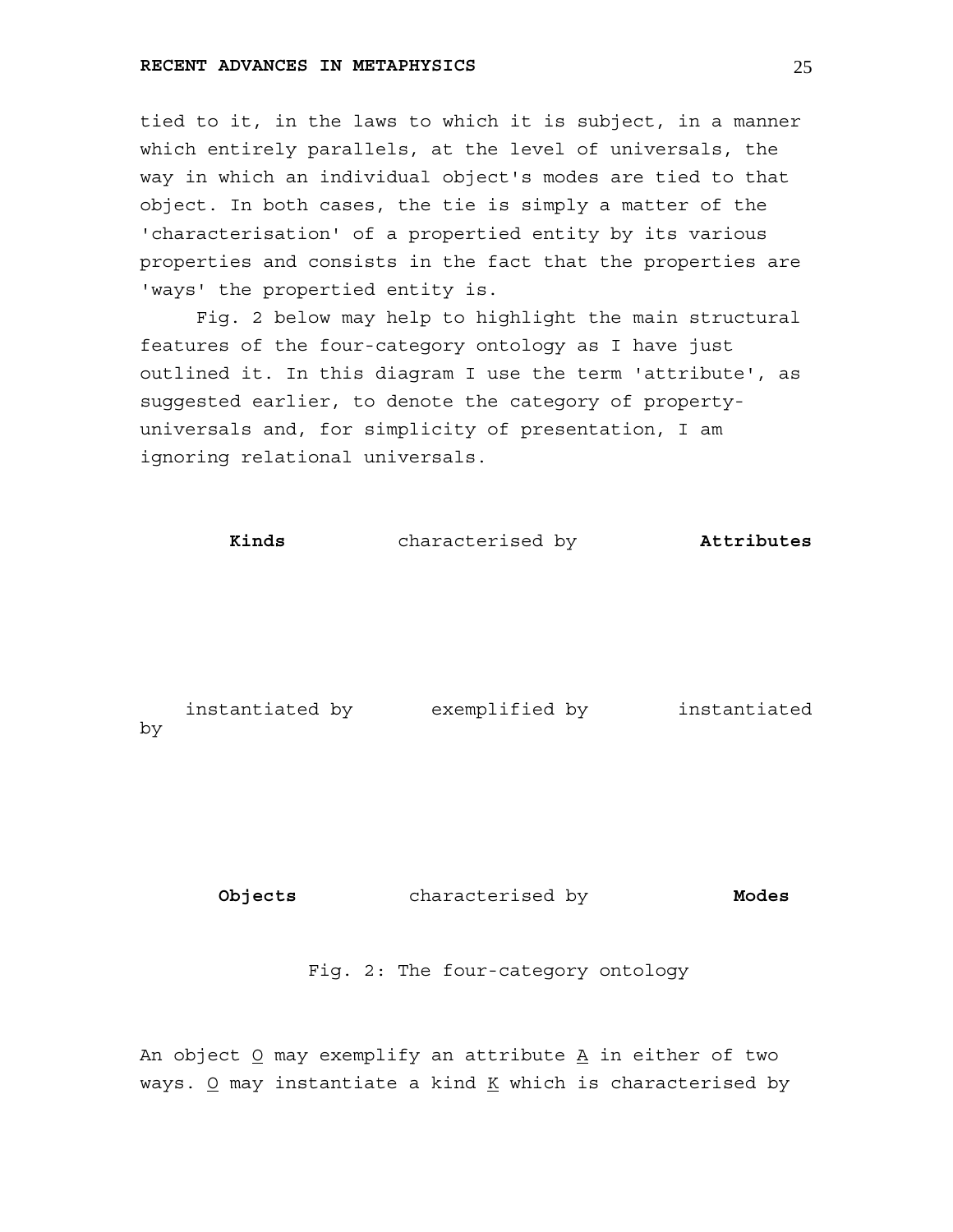tied to it, in the laws to which it is subject, in a manner which entirely parallels, at the level of universals, the way in which an individual object's modes are tied to that object. In both cases, the tie is simply a matter of the 'characterisation' of a propertied entity by its various properties and consists in the fact that the properties are 'ways' the propertied entity is.

Fig. 2 below may help to highlight the main structural features of the four-category ontology as I have just outlined it. In this diagram I use the term 'attribute', as suggested earlier, to denote the category of property-universals and, for simplicity of presentation, I am ignoring relational universals.

**Kinds** characterised by **Attributes**

instantiated by exemplified by instantiated by

**Objects** characterised by **Modes**

Fig. 2: The four-category ontology

An object _O_ may exemplify an attribute _A_ in either of two ways. _O_ may instantiate a kind _K_ which is characterised by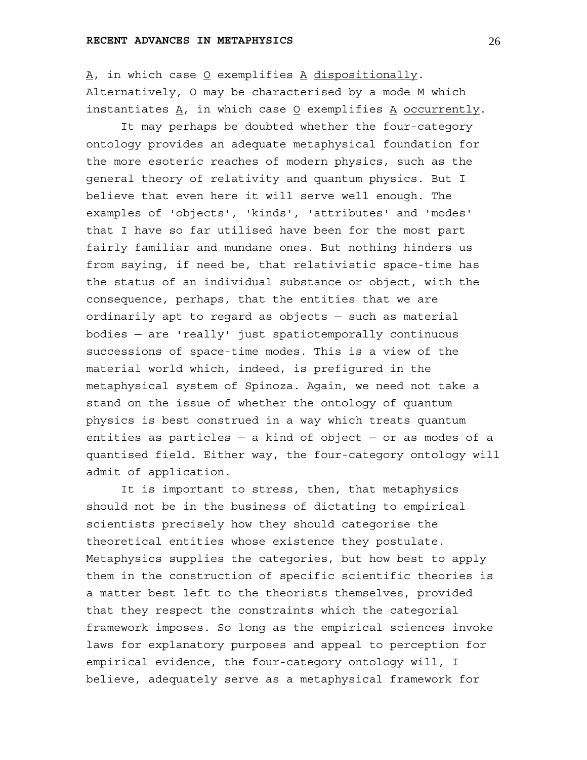A, in which case O exemplifies A *dispositionally*. Alternatively, O may be characterised by a mode M which instantiates A, in which case O exemplifies A *occurrently*.

It may perhaps be doubted whether the four-category ontology provides an adequate metaphysical foundation for the more esoteric reaches of modern physics, such as the general theory of relativity and quantum physics. But I believe that even here it will serve well enough. The examples of 'objects', 'kinds', 'attributes' and 'modes' that I have so far utilised have been for the most part fairly familiar and mundane ones. But nothing hinders us from saying, if need be, that relativistic space-time has the status of an individual substance or object, with the consequence, perhaps, that the entities that we are ordinarily apt to regard as objects — such as material bodies — are 'really' just spatiotemporally continuous successions of space-time modes. This is a view of the material world which, indeed, is prefigured in the metaphysical system of Spinoza. Again, we need not take a stand on the issue of whether the ontology of quantum physics is best construed in a way which treats quantum entities as particles — a kind of object — or as modes of a quantised field. Either way, the four-category ontology will admit of application.

It is important to stress, then, that metaphysics should not be in the business of dictating to empirical scientists precisely how they should categorise the theoretical entities whose existence they postulate. Metaphysics supplies the categories, but how best to apply them in the construction of specific scientific theories is a matter best left to the theorists themselves, provided that they respect the constraints which the categorial framework imposes. So long as the empirical sciences invoke laws for explanatory purposes and appeal to perception for empirical evidence, the four-category ontology will, I believe, adequately serve as a metaphysical framework for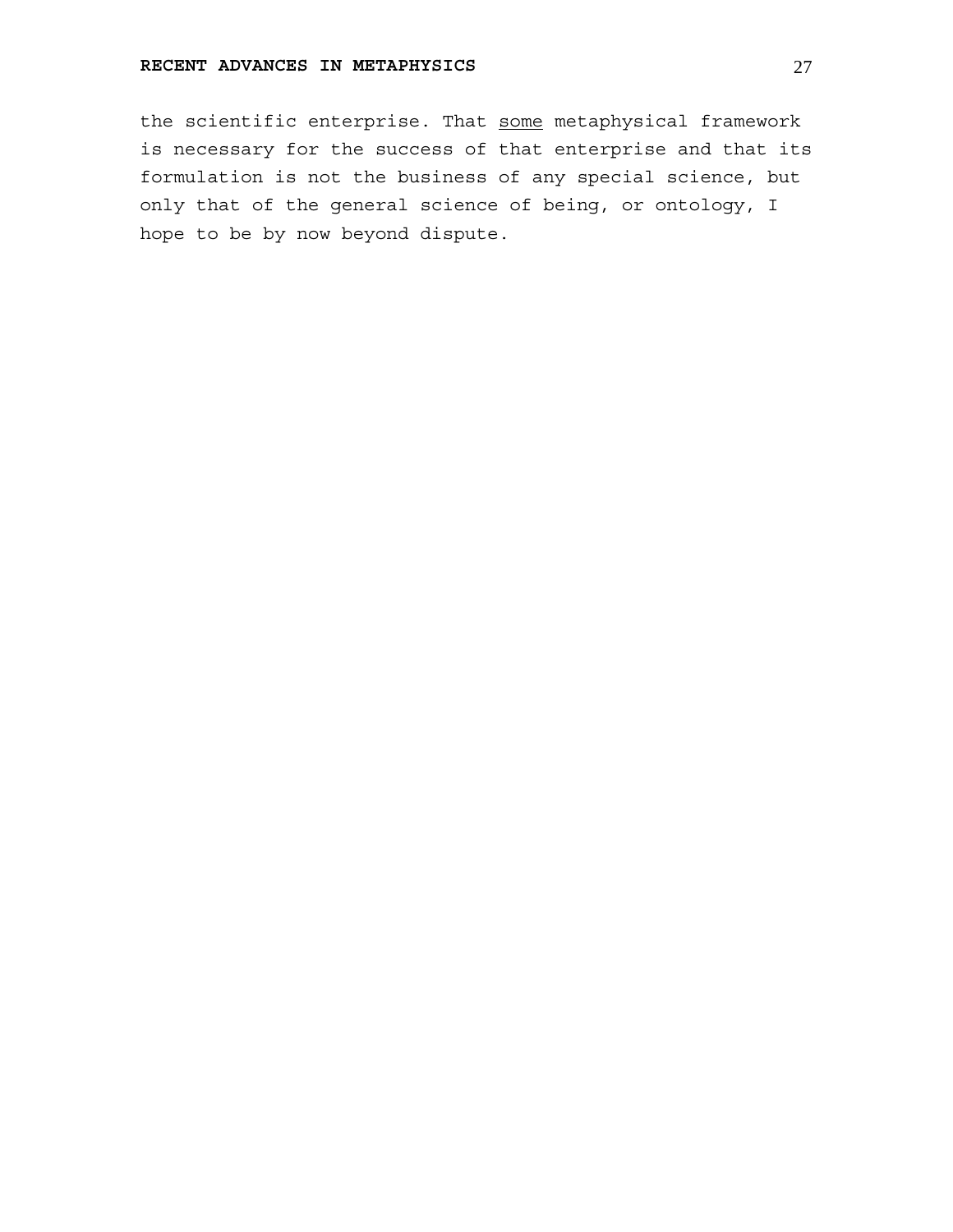the scientific enterprise. That <u>some</u> metaphysical framework is necessary for the success of that enterprise and that its formulation is not the business of any special science, but only that of the general science of being, or ontology, I hope to be by now beyond dispute.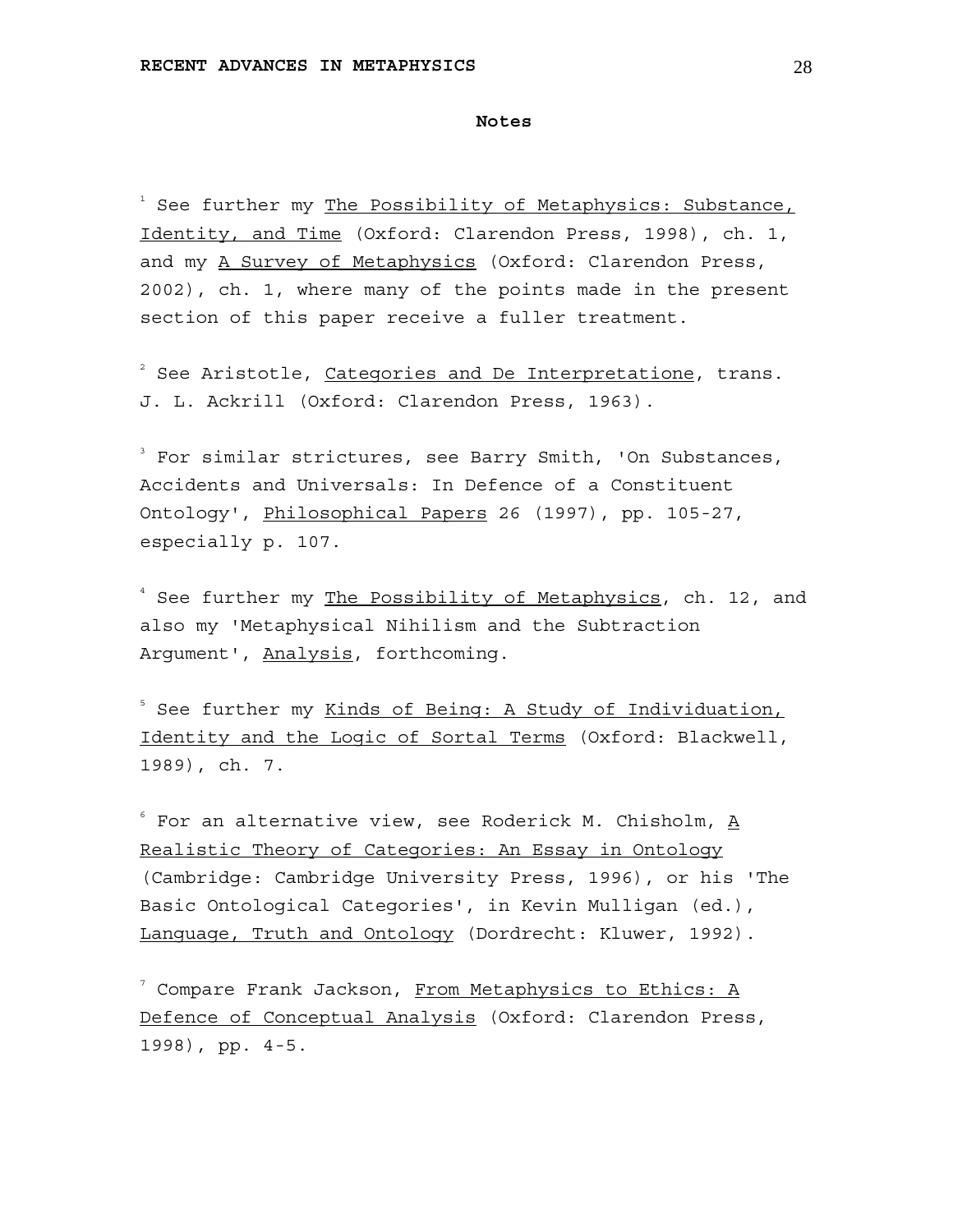## Notes

[1] See further my <u>The Possibility of Metaphysics: Substance, Identity, and Time</u> (Oxford: Clarendon Press, 1998), ch. 1, and my <u>A Survey of Metaphysics</u> (Oxford: Clarendon Press, 2002), ch. 1, where many of the points made in the present section of this paper receive a fuller treatment.

[2] See Aristotle, <u>Categories and De Interpretatione</u>, trans. J. L. Ackrill (Oxford: Clarendon Press, 1963).

[3] For similar strictures, see Barry Smith, 'On Substances, Accidents and Universals: In Defence of a Constituent Ontology', <u>Philosophical Papers</u> 26 (1997), pp. 105-27, especially p. 107.

[4] See further my <u>The Possibility of Metaphysics</u>, ch. 12, and also my 'Metaphysical Nihilism and the Subtraction Argument', <u>Analysis</u>, forthcoming.

[5] See further my <u>Kinds of Being: A Study of Individuation, Identity and the Logic of Sortal Terms</u> (Oxford: Blackwell, 1989), ch. 7.

[6] For an alternative view, see Roderick M. Chisholm, <u>A Realistic Theory of Categories: An Essay in Ontology</u> (Cambridge: Cambridge University Press, 1996), or his 'The Basic Ontological Categories', in Kevin Mulligan (ed.), <u>Language, Truth and Ontology</u> (Dordrecht: Kluwer, 1992).

[7] Compare Frank Jackson, <u>From Metaphysics to Ethics: A Defence of Conceptual Analysis</u> (Oxford: Clarendon Press, 1998), pp. 4-5.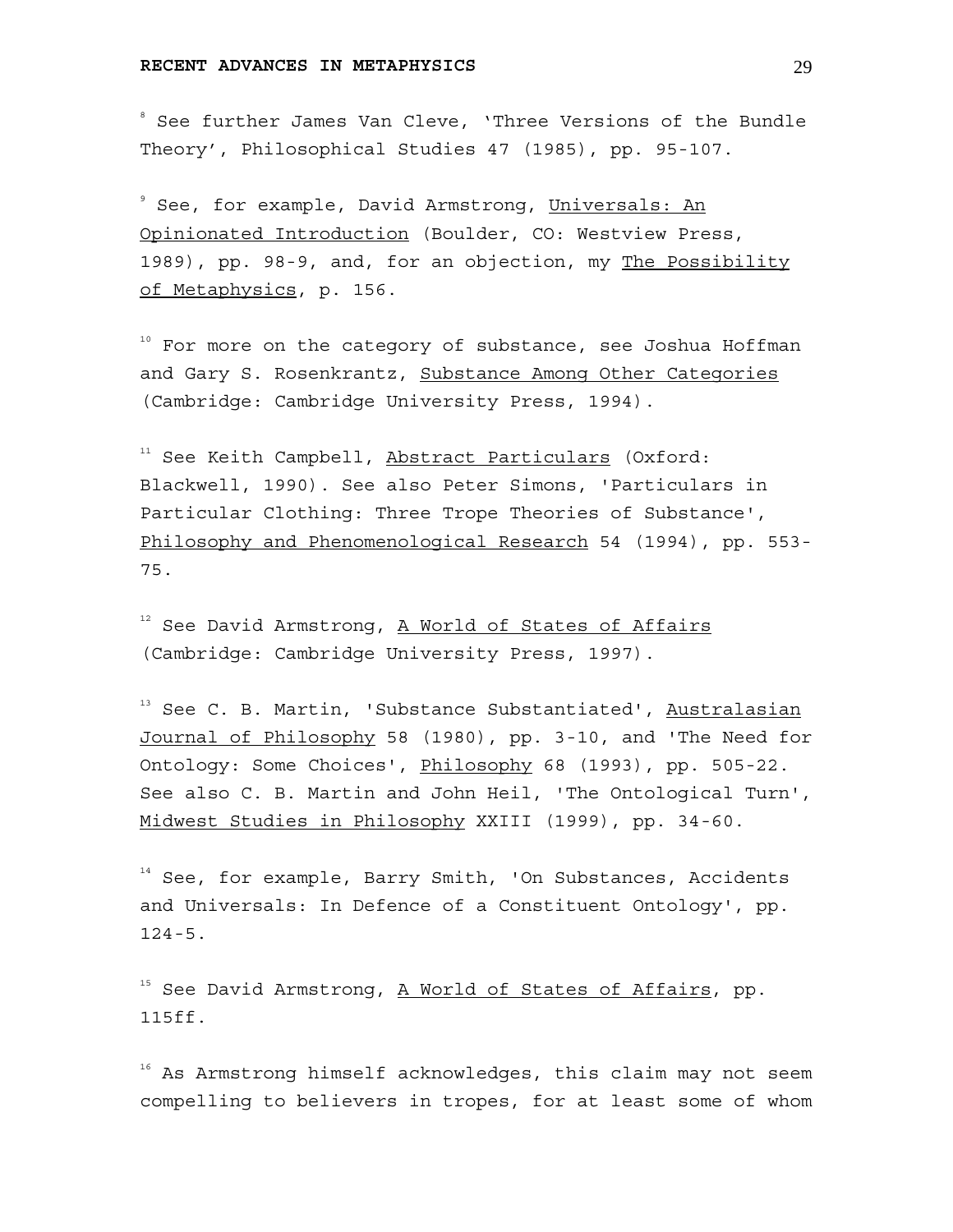[8] See further James Van Cleve, 'Three Versions of the Bundle Theory', Philosophical Studies 47 (1985), pp. 95-107.

[9] See, for example, David Armstrong, Universals: An Opinionated Introduction (Boulder, CO: Westview Press, 1989), pp. 98-9, and, for an objection, my The Possibility of Metaphysics, p. 156.

[10] For more on the category of substance, see Joshua Hoffman and Gary S. Rosenkrantz, Substance Among Other Categories (Cambridge: Cambridge University Press, 1994).

[11] See Keith Campbell, Abstract Particulars (Oxford: Blackwell, 1990). See also Peter Simons, 'Particulars in Particular Clothing: Three Trope Theories of Substance', Philosophy and Phenomenological Research 54 (1994), pp. 553-75.

[12] See David Armstrong, A World of States of Affairs (Cambridge: Cambridge University Press, 1997).

[13] See C. B. Martin, 'Substance Substantiated', Australasian Journal of Philosophy 58 (1980), pp. 3-10, and 'The Need for Ontology: Some Choices', Philosophy 68 (1993), pp. 505-22. See also C. B. Martin and John Heil, 'The Ontological Turn', Midwest Studies in Philosophy XXIII (1999), pp. 34-60.

[14] See, for example, Barry Smith, 'On Substances, Accidents and Universals: In Defence of a Constituent Ontology', pp. 124-5.

[15] See David Armstrong, A World of States of Affairs, pp. 115ff.

[16] As Armstrong himself acknowledges, this claim may not seem compelling to believers in tropes, for at least some of whom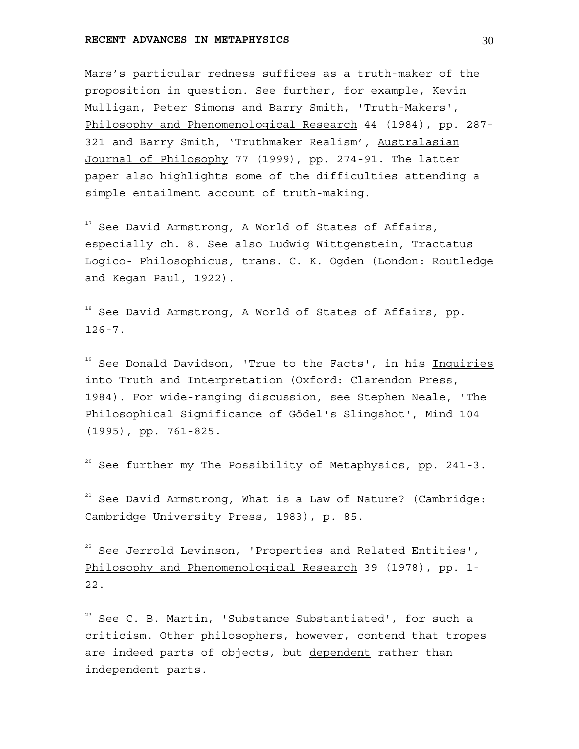Mars's particular redness suffices as a truth-maker of the proposition in question. See further, for example, Kevin Mulligan, Peter Simons and Barry Smith, 'Truth-Makers', Philosophy and Phenomenological Research 44 (1984), pp. 287-321 and Barry Smith, 'Truthmaker Realism', Australasian Journal of Philosophy 77 (1999), pp. 274-91. The latter paper also highlights some of the difficulties attending a simple entailment account of truth-making.

[17] See David Armstrong, A World of States of Affairs, especially ch. 8. See also Ludwig Wittgenstein, Tractatus Logico- Philosophicus, trans. C. K. Ogden (London: Routledge and Kegan Paul, 1922).

[18] See David Armstrong, A World of States of Affairs, pp. 126-7.

[19] See Donald Davidson, 'True to the Facts', in his Inquiries into Truth and Interpretation (Oxford: Clarendon Press, 1984). For wide-ranging discussion, see Stephen Neale, 'The Philosophical Significance of Gödel's Slingshot', Mind 104 (1995), pp. 761-825.

[20] See further my The Possibility of Metaphysics, pp. 241-3.

[21] See David Armstrong, What is a Law of Nature? (Cambridge: Cambridge University Press, 1983), p. 85.

[22] See Jerrold Levinson, 'Properties and Related Entities', Philosophy and Phenomenological Research 39 (1978), pp. 1-22.

[23] See C. B. Martin, 'Substance Substantiated', for such a criticism. Other philosophers, however, contend that tropes are indeed parts of objects, but dependent rather than independent parts.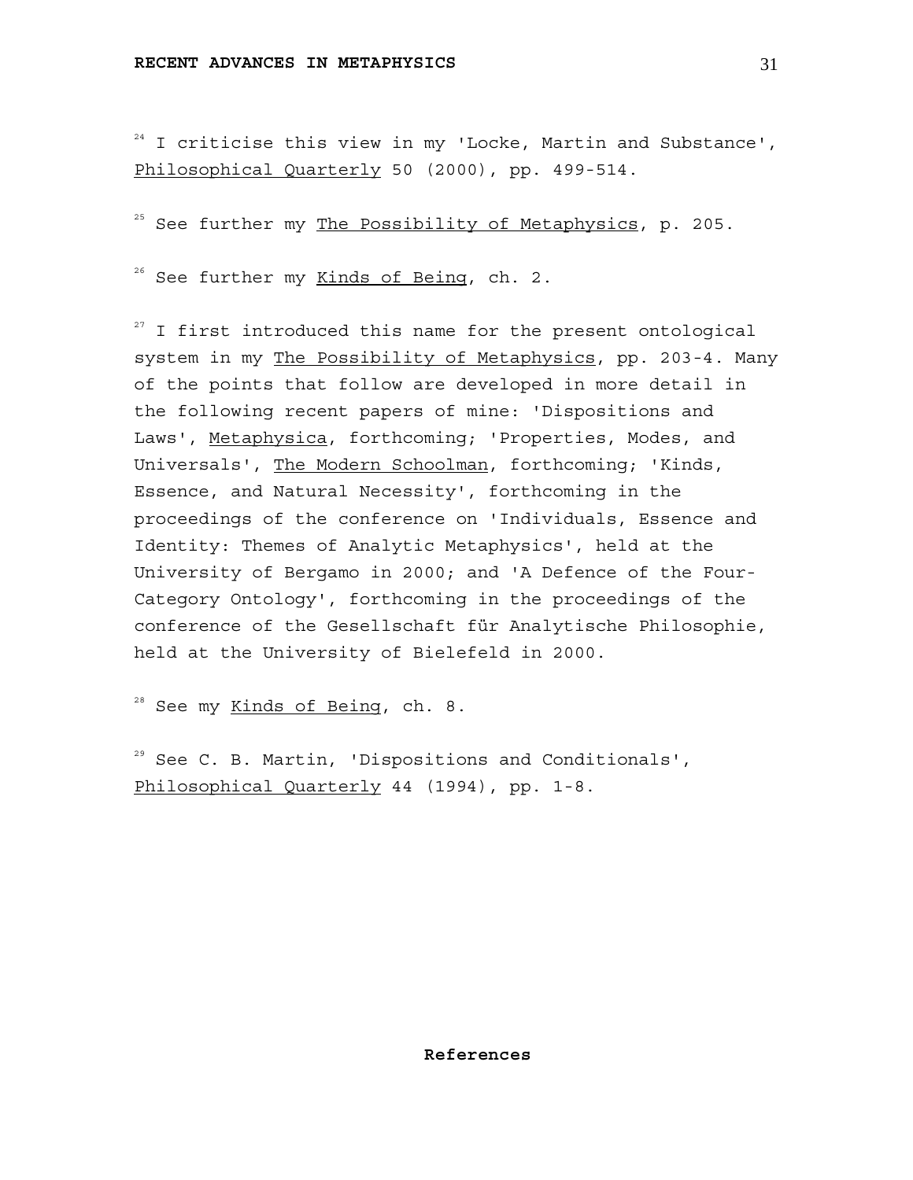[24] I criticise this view in my 'Locke, Martin and Substance', Philosophical Quarterly 50 (2000), pp. 499-514.

[25] See further my The Possibility of Metaphysics, p. 205.

[26] See further my Kinds of Being, ch. 2.

[27] I first introduced this name for the present ontological system in my The Possibility of Metaphysics, pp. 203-4. Many of the points that follow are developed in more detail in the following recent papers of mine: 'Dispositions and Laws', Metaphysica, forthcoming; 'Properties, Modes, and Universals', The Modern Schoolman, forthcoming; 'Kinds, Essence, and Natural Necessity', forthcoming in the proceedings of the conference on 'Individuals, Essence and Identity: Themes of Analytic Metaphysics', held at the University of Bergamo in 2000; and 'A Defence of the Four-Category Ontology', forthcoming in the proceedings of the conference of the Gesellschaft für Analytische Philosophie, held at the University of Bielefeld in 2000.

[28] See my Kinds of Being, ch. 8.

[29] See C. B. Martin, 'Dispositions and Conditionals', Philosophical Quarterly 44 (1994), pp. 1-8.

## References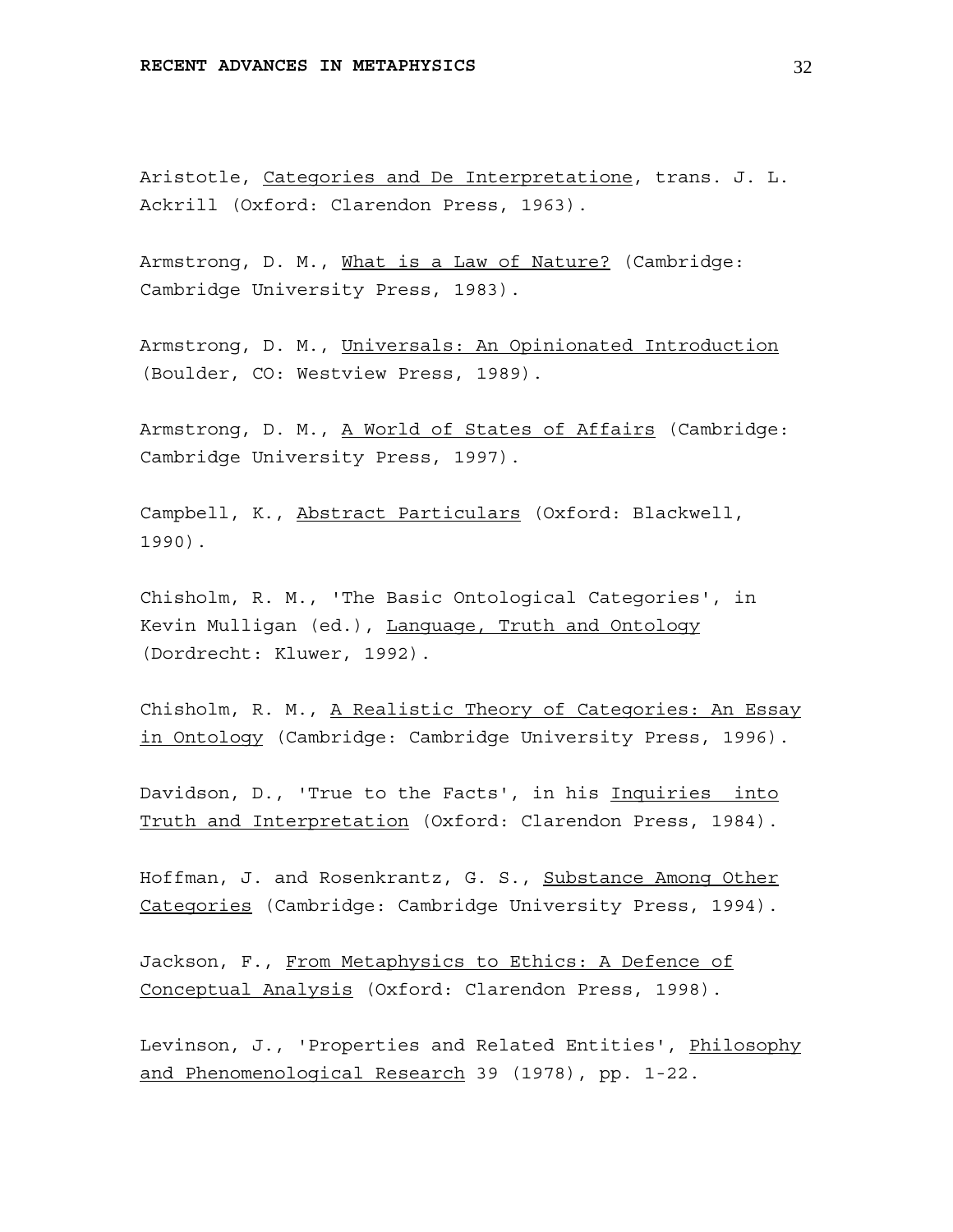Aristotle, _Categories and De Interpretatione_, trans. J. L. Ackrill (Oxford: Clarendon Press, 1963).

Armstrong, D. M., _What is a Law of Nature?_ (Cambridge: Cambridge University Press, 1983).

Armstrong, D. M., _Universals: An Opinionated Introduction_ (Boulder, CO: Westview Press, 1989).

Armstrong, D. M., _A World of States of Affairs_ (Cambridge: Cambridge University Press, 1997).

Campbell, K., _Abstract Particulars_ (Oxford: Blackwell, 1990).

Chisholm, R. M., 'The Basic Ontological Categories', in Kevin Mulligan (ed.), _Language, Truth and Ontology_ (Dordrecht: Kluwer, 1992).

Chisholm, R. M., _A Realistic Theory of Categories: An Essay in Ontology_ (Cambridge: Cambridge University Press, 1996).

Davidson, D., 'True to the Facts', in his _Inquiries into Truth and Interpretation_ (Oxford: Clarendon Press, 1984).

Hoffman, J. and Rosenkrantz, G. S., _Substance Among Other Categories_ (Cambridge: Cambridge University Press, 1994).

Jackson, F., _From Metaphysics to Ethics: A Defence of Conceptual Analysis_ (Oxford: Clarendon Press, 1998).

Levinson, J., 'Properties and Related Entities', _Philosophy and Phenomenological Research_ 39 (1978), pp. 1-22.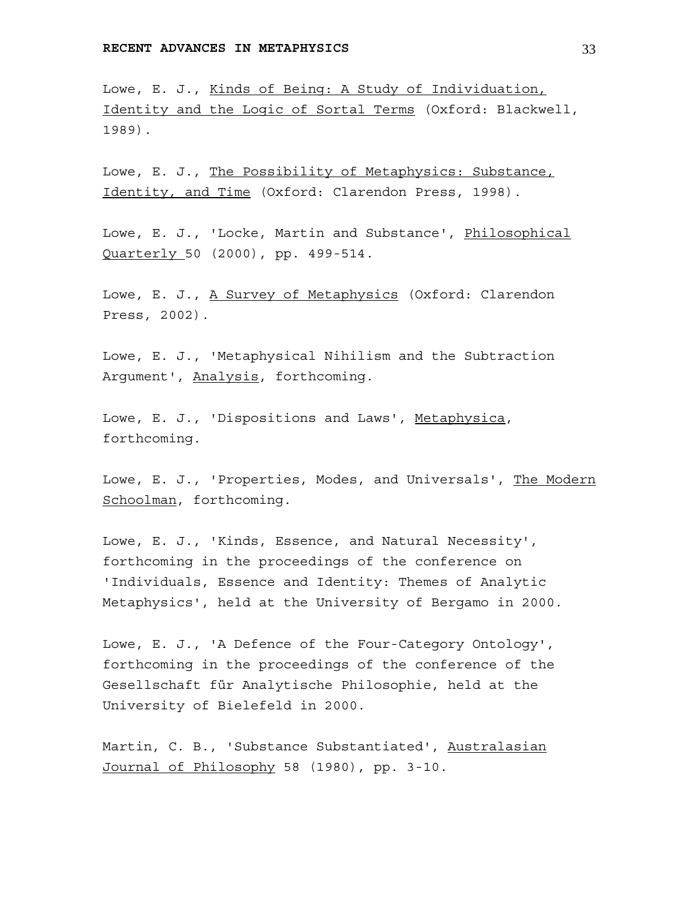Lowe, E. J., *Kinds of Being: A Study of Individuation, Identity and the Logic of Sortal Terms* (Oxford: Blackwell, 1989).

Lowe, E. J., *The Possibility of Metaphysics: Substance, Identity, and Time* (Oxford: Clarendon Press, 1998).

Lowe, E. J., 'Locke, Martin and Substance', *Philosophical Quarterly* 50 (2000), pp. 499-514.

Lowe, E. J., *A Survey of Metaphysics* (Oxford: Clarendon Press, 2002).

Lowe, E. J., 'Metaphysical Nihilism and the Subtraction Argument', *Analysis*, forthcoming.

Lowe, E. J., 'Dispositions and Laws', *Metaphysica*, forthcoming.

Lowe, E. J., 'Properties, Modes, and Universals', *The Modern Schoolman*, forthcoming.

Lowe, E. J., 'Kinds, Essence, and Natural Necessity', forthcoming in the proceedings of the conference on 'Individuals, Essence and Identity: Themes of Analytic Metaphysics', held at the University of Bergamo in 2000.

Lowe, E. J., 'A Defence of the Four-Category Ontology', forthcoming in the proceedings of the conference of the Gesellschaft für Analytische Philosophie, held at the University of Bielefeld in 2000.

Martin, C. B., 'Substance Substantiated', *Australasian Journal of Philosophy* 58 (1980), pp. 3-10.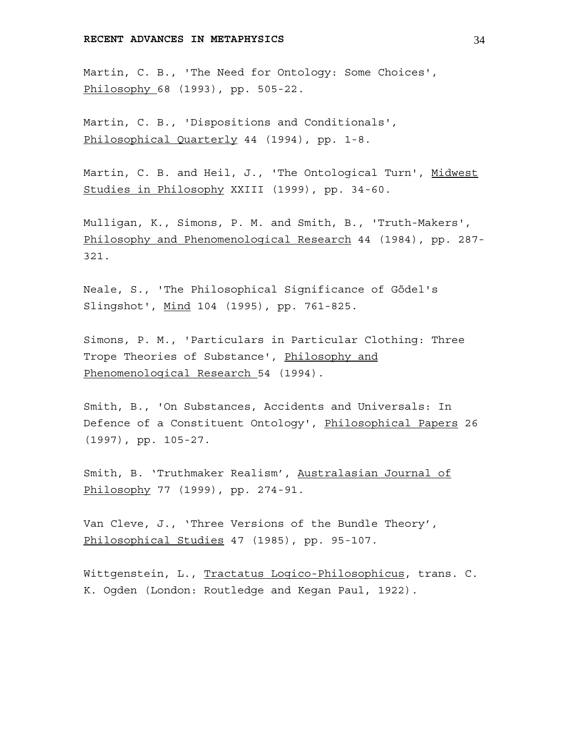Martin, C. B., 'The Need for Ontology: Some Choices', _Philosophy_ 68 (1993), pp. 505-22.

Martin, C. B., 'Dispositions and Conditionals', _Philosophical Quarterly_ 44 (1994), pp. 1-8.

Martin, C. B. and Heil, J., 'The Ontological Turn', _Midwest Studies in Philosophy_ XXIII (1999), pp. 34-60.

Mulligan, K., Simons, P. M. and Smith, B., 'Truth-Makers', _Philosophy and Phenomenological Research_ 44 (1984), pp. 287-321.

Neale, S., 'The Philosophical Significance of Gödel's Slingshot', _Mind_ 104 (1995), pp. 761-825.

Simons, P. M., 'Particulars in Particular Clothing: Three Trope Theories of Substance', _Philosophy and Phenomenological Research_ 54 (1994).

Smith, B., 'On Substances, Accidents and Universals: In Defence of a Constituent Ontology', _Philosophical Papers_ 26 (1997), pp. 105-27.

Smith, B. 'Truthmaker Realism', _Australasian Journal of Philosophy_ 77 (1999), pp. 274-91.

Van Cleve, J., 'Three Versions of the Bundle Theory', _Philosophical Studies_ 47 (1985), pp. 95-107.

Wittgenstein, L., _Tractatus Logico-Philosophicus_, trans. C. K. Ogden (London: Routledge and Kegan Paul, 1922).